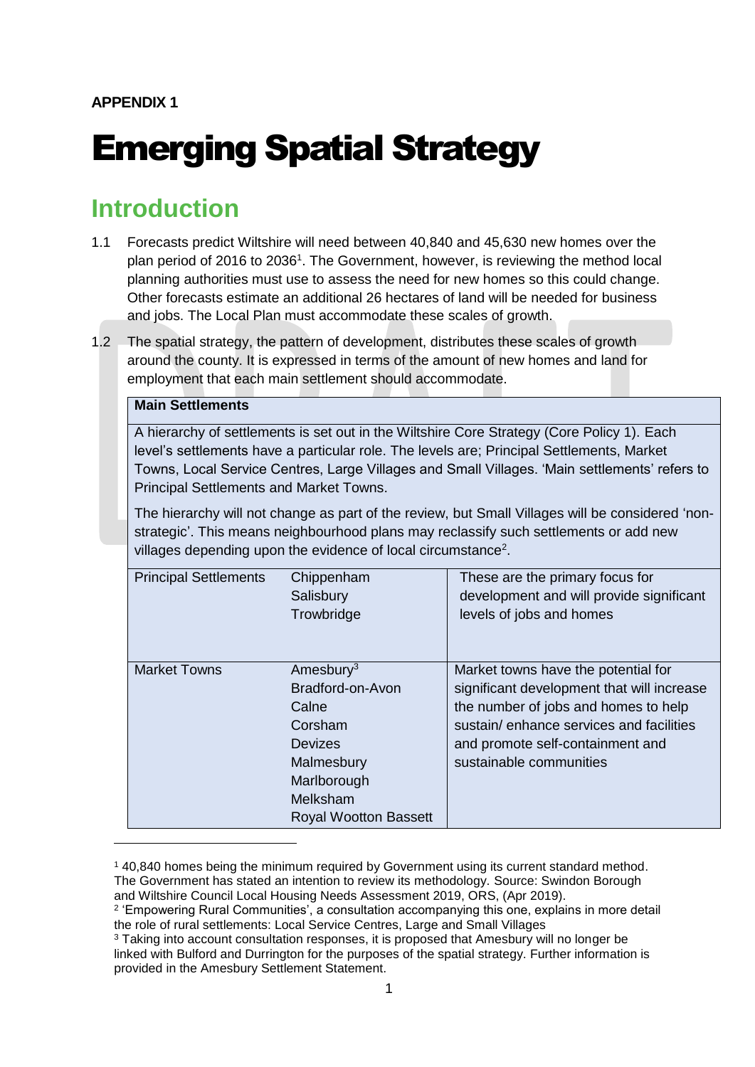**APPENDIX 1**

# Emerging Spatial Strategy

## Introduction

1.1 Forecasts predict Wiltshire will need between 40,840 and 45,630 new homes over the plan period of 2016 to 2036[1]. The Government, however, is reviewing the method local planning authorities must use to assess the need for new homes so this could change. Other forecasts estimate an additional 26 hectares of land will be needed for business and jobs. The Local Plan must accommodate these scales of growth.

1.2 The spatial strategy, the pattern of development, distributes these scales of growth around the county. It is expressed in terms of the amount of new homes and land for employment that each main settlement should accommodate.

**Main Settlements**

A hierarchy of settlements is set out in the Wiltshire Core Strategy (Core Policy 1). Each level's settlements have a particular role. The levels are; Principal Settlements, Market Towns, Local Service Centres, Large Villages and Small Villages. 'Main settlements' refers to Principal Settlements and Market Towns.

The hierarchy will not change as part of the review, but Small Villages will be considered 'non-strategic'. This means neighbourhood plans may reclassify such settlements or add new villages depending upon the evidence of local circumstance[2].

| Level | Settlements | Role |
|---|---|---|
| Principal Settlements | Chippenham<br>Salisbury<br>Trowbridge | These are the primary focus for development and will provide significant levels of jobs and homes |
| Market Towns | Amesbury[3]<br>Bradford-on-Avon<br>Calne<br>Corsham<br>Devizes<br>Malmesbury<br>Marlborough<br>Melksham<br>Royal Wootton Bassett | Market towns have the potential for significant development that will increase the number of jobs and homes to help sustain/ enhance services and facilities and promote self-containment and sustainable communities |

---

[1] 40,840 homes being the minimum required by Government using its current standard method. The Government has stated an intention to review its methodology. Source: Swindon Borough and Wiltshire Council Local Housing Needs Assessment 2019, ORS, (Apr 2019).

[2] 'Empowering Rural Communities', a consultation accompanying this one, explains in more detail the role of rural settlements: Local Service Centres, Large and Small Villages

[3] Taking into account consultation responses, it is proposed that Amesbury will no longer be linked with Bulford and Durrington for the purposes of the spatial strategy. Further information is provided in the Amesbury Settlement Statement.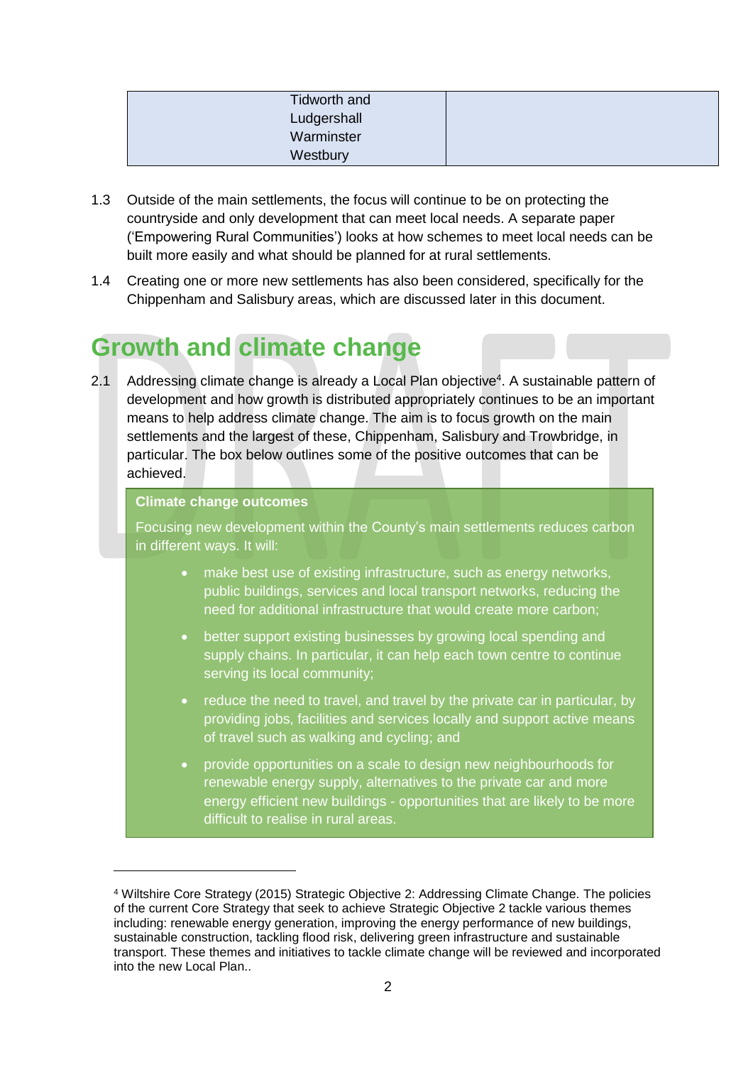| Tidworth and Ludgershall<br>Warminster<br>Westbury | |
|---|---|

1.3 Outside of the main settlements, the focus will continue to be on protecting the countryside and only development that can meet local needs. A separate paper ('Empowering Rural Communities') looks at how schemes to meet local needs can be built more easily and what should be planned for at rural settlements.

1.4 Creating one or more new settlements has also been considered, specifically for the Chippenham and Salisbury areas, which are discussed later in this document.

# Growth and climate change

2.1 Addressing climate change is already a Local Plan objective[4]. A sustainable pattern of development and how growth is distributed appropriately continues to be an important means to help address climate change. The aim is to focus growth on the main settlements and the largest of these, Chippenham, Salisbury and Trowbridge, in particular. The box below outlines some of the positive outcomes that can be achieved.

**Climate change outcomes**

Focusing new development within the County's main settlements reduces carbon in different ways. It will:

- make best use of existing infrastructure, such as energy networks, public buildings, services and local transport networks, reducing the need for additional infrastructure that would create more carbon;
- better support existing businesses by growing local spending and supply chains. In particular, it can help each town centre to continue serving its local community;
- reduce the need to travel, and travel by the private car in particular, by providing jobs, facilities and services locally and support active means of travel such as walking and cycling; and
- provide opportunities on a scale to design new neighbourhoods for renewable energy supply, alternatives to the private car and more energy efficient new buildings - opportunities that are likely to be more difficult to realise in rural areas.

---

[4] Wiltshire Core Strategy (2015) Strategic Objective 2: Addressing Climate Change. The policies of the current Core Strategy that seek to achieve Strategic Objective 2 tackle various themes including: renewable energy generation, improving the energy performance of new buildings, sustainable construction, tackling flood risk, delivering green infrastructure and sustainable transport. These themes and initiatives to tackle climate change will be reviewed and incorporated into the new Local Plan..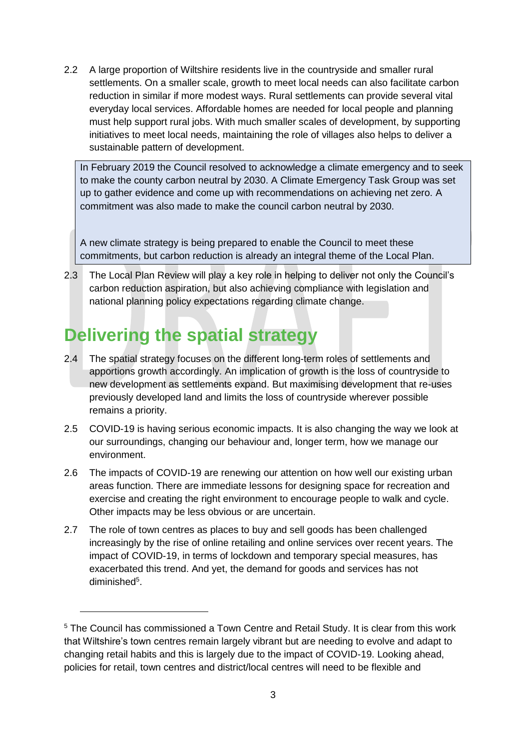2.2 A large proportion of Wiltshire residents live in the countryside and smaller rural settlements. On a smaller scale, growth to meet local needs can also facilitate carbon reduction in similar if more modest ways. Rural settlements can provide several vital everyday local services. Affordable homes are needed for local people and planning must help support rural jobs. With much smaller scales of development, by supporting initiatives to meet local needs, maintaining the role of villages also helps to deliver a sustainable pattern of development.

> In February 2019 the Council resolved to acknowledge a climate emergency and to seek to make the county carbon neutral by 2030. A Climate Emergency Task Group was set up to gather evidence and come up with recommendations on achieving net zero. A commitment was also made to make the council carbon neutral by 2030.
>
> A new climate strategy is being prepared to enable the Council to meet these commitments, but carbon reduction is already an integral theme of the Local Plan.

2.3 The Local Plan Review will play a key role in helping to deliver not only the Council's carbon reduction aspiration, but also achieving compliance with legislation and national planning policy expectations regarding climate change.

## Delivering the spatial strategy

2.4 The spatial strategy focuses on the different long-term roles of settlements and apportions growth accordingly. An implication of growth is the loss of countryside to new development as settlements expand. But maximising development that re-uses previously developed land and limits the loss of countryside wherever possible remains a priority.

2.5 COVID-19 is having serious economic impacts. It is also changing the way we look at our surroundings, changing our behaviour and, longer term, how we manage our environment.

2.6 The impacts of COVID-19 are renewing our attention on how well our existing urban areas function. There are immediate lessons for designing space for recreation and exercise and creating the right environment to encourage people to walk and cycle. Other impacts may be less obvious or are uncertain.

2.7 The role of town centres as places to buy and sell goods has been challenged increasingly by the rise of online retailing and online services over recent years. The impact of COVID-19, in terms of lockdown and temporary special measures, has exacerbated this trend. And yet, the demand for goods and services has not diminished[5].

---

[5] The Council has commissioned a Town Centre and Retail Study. It is clear from this work that Wiltshire's town centres remain largely vibrant but are needing to evolve and adapt to changing retail habits and this is largely due to the impact of COVID-19. Looking ahead, policies for retail, town centres and district/local centres will need to be flexible and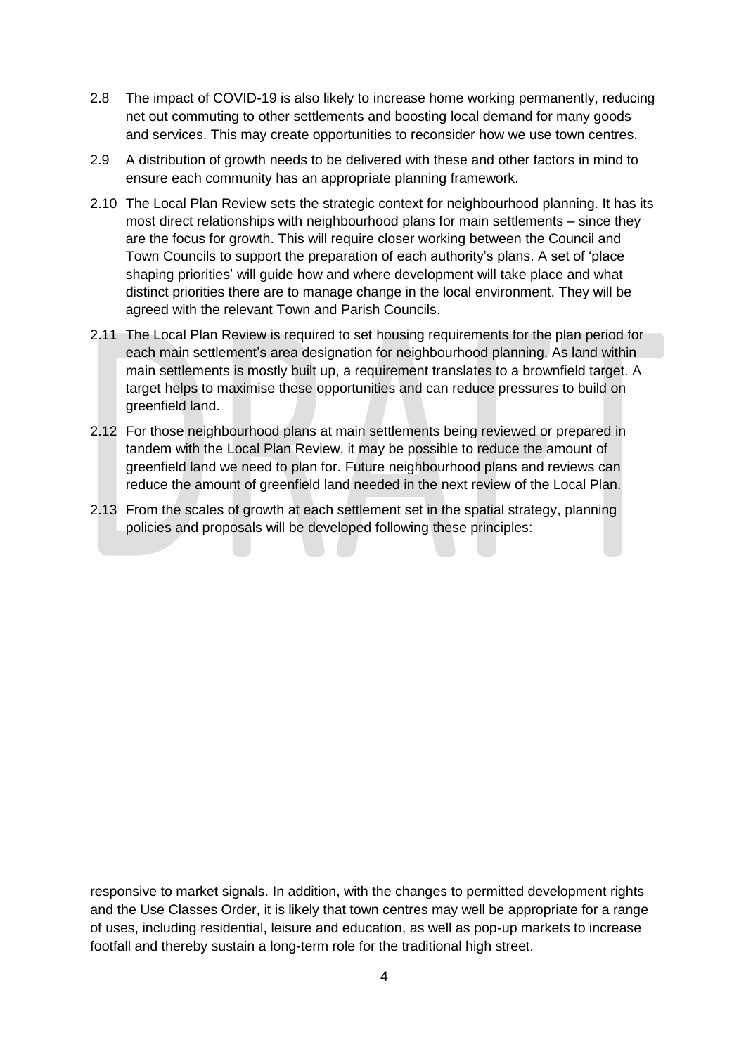2.8 The impact of COVID-19 is also likely to increase home working permanently, reducing net out commuting to other settlements and boosting local demand for many goods and services. This may create opportunities to reconsider how we use town centres.

2.9 A distribution of growth needs to be delivered with these and other factors in mind to ensure each community has an appropriate planning framework.

2.10 The Local Plan Review sets the strategic context for neighbourhood planning. It has its most direct relationships with neighbourhood plans for main settlements – since they are the focus for growth. This will require closer working between the Council and Town Councils to support the preparation of each authority's plans. A set of 'place shaping priorities' will guide how and where development will take place and what distinct priorities there are to manage change in the local environment. They will be agreed with the relevant Town and Parish Councils.

2.11 The Local Plan Review is required to set housing requirements for the plan period for each main settlement's area designation for neighbourhood planning. As land within main settlements is mostly built up, a requirement translates to a brownfield target. A target helps to maximise these opportunities and can reduce pressures to build on greenfield land.

2.12 For those neighbourhood plans at main settlements being reviewed or prepared in tandem with the Local Plan Review, it may be possible to reduce the amount of greenfield land we need to plan for. Future neighbourhood plans and reviews can reduce the amount of greenfield land needed in the next review of the Local Plan.

2.13 From the scales of growth at each settlement set in the spatial strategy, planning policies and proposals will be developed following these principles:

---

responsive to market signals. In addition, with the changes to permitted development rights and the Use Classes Order, it is likely that town centres may well be appropriate for a range of uses, including residential, leisure and education, as well as pop-up markets to increase footfall and thereby sustain a long-term role for the traditional high street.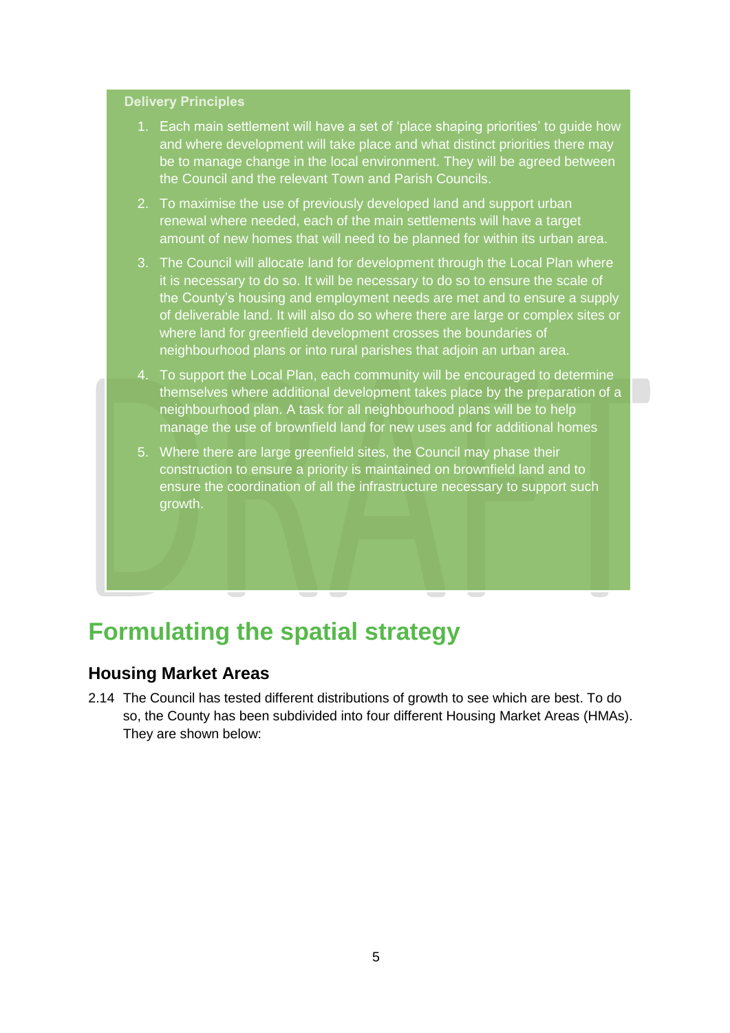**Delivery Principles**

1. Each main settlement will have a set of 'place shaping priorities' to guide how and where development will take place and what distinct priorities there may be to manage change in the local environment. They will be agreed between the Council and the relevant Town and Parish Councils.
2. To maximise the use of previously developed land and support urban renewal where needed, each of the main settlements will have a target amount of new homes that will need to be planned for within its urban area.
3. The Council will allocate land for development through the Local Plan where it is necessary to do so. It will be necessary to do so to ensure the scale of the County's housing and employment needs are met and to ensure a supply of deliverable land. It will also do so where there are large or complex sites or where land for greenfield development crosses the boundaries of neighbourhood plans or into rural parishes that adjoin an urban area.
4. To support the Local Plan, each community will be encouraged to determine themselves where additional development takes place by the preparation of a neighbourhood plan. A task for all neighbourhood plans will be to help manage the use of brownfield land for new uses and for additional homes
5. Where there are large greenfield sites, the Council may phase their construction to ensure a priority is maintained on brownfield land and to ensure the coordination of all the infrastructure necessary to support such growth.

# Formulating the spatial strategy

## Housing Market Areas

2.14 The Council has tested different distributions of growth to see which are best. To do so, the County has been subdivided into four different Housing Market Areas (HMAs). They are shown below: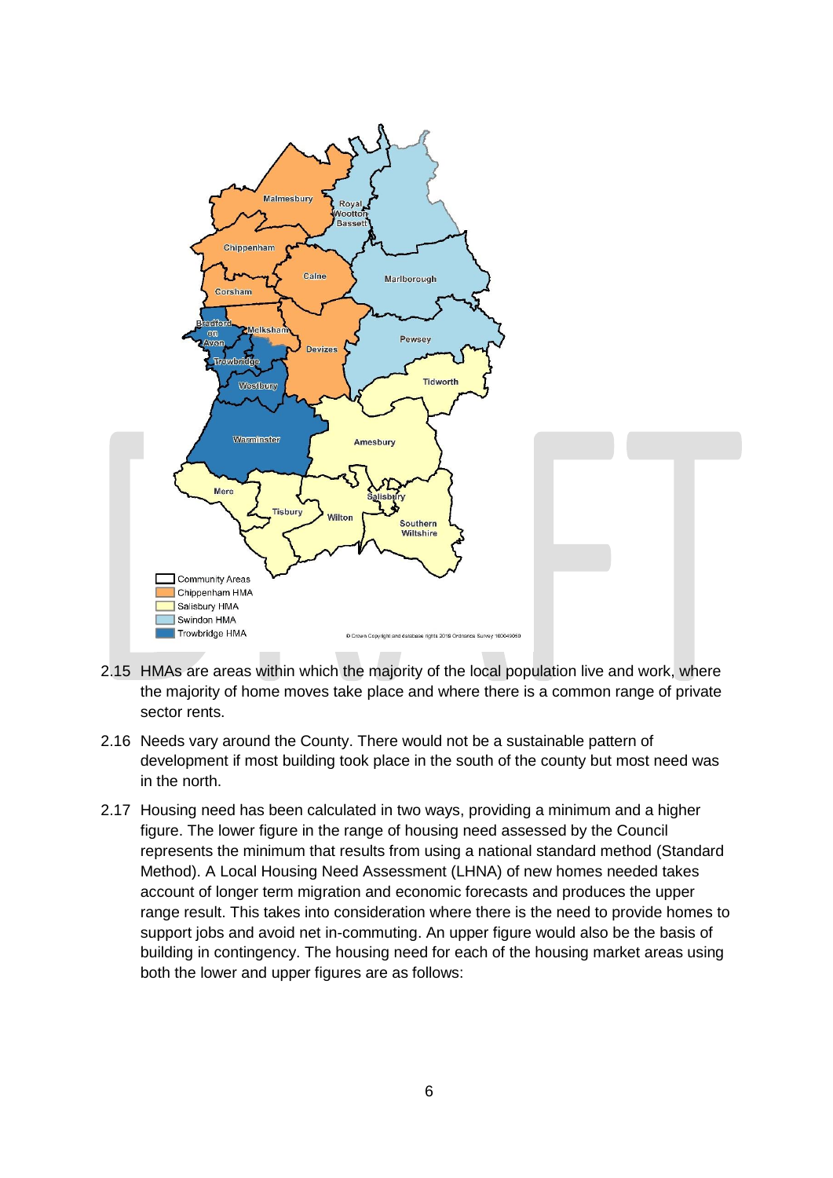2.15 HMAs are areas within which the majority of the local population live and work, where the majority of home moves take place and where there is a common range of private sector rents.

2.16 Needs vary around the County. There would not be a sustainable pattern of development if most building took place in the south of the county but most need was in the north.

2.17 Housing need has been calculated in two ways, providing a minimum and a higher figure. The lower figure in the range of housing need assessed by the Council represents the minimum that results from using a national standard method (Standard Method). A Local Housing Need Assessment (LHNA) of new homes needed takes account of longer term migration and economic forecasts and produces the upper range result. This takes into consideration where there is the need to provide homes to support jobs and avoid net in-commuting. An upper figure would also be the basis of building in contingency. The housing need for each of the housing market areas using both the lower and upper figures are as follows: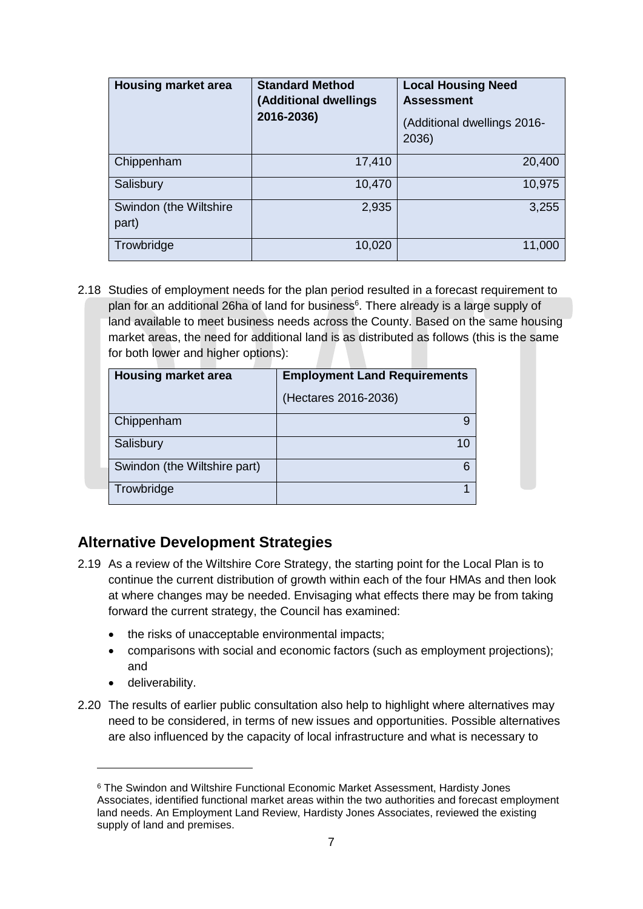| Housing market area | Standard Method (Additional dwellings 2016-2036) | Local Housing Need Assessment (Additional dwellings 2016-2036) |
|---|---|---|
| Chippenham | 17,410 | 20,400 |
| Salisbury | 10,470 | 10,975 |
| Swindon (the Wiltshire part) | 2,935 | 3,255 |
| Trowbridge | 10,020 | 11,000 |

2.18 Studies of employment needs for the plan period resulted in a forecast requirement to plan for an additional 26ha of land for business[6]. There already is a large supply of land available to meet business needs across the County. Based on the same housing market areas, the need for additional land is as distributed as follows (this is the same for both lower and higher options):

| Housing market area | Employment Land Requirements (Hectares 2016-2036) |
|---|---|
| Chippenham | 9 |
| Salisbury | 10 |
| Swindon (the Wiltshire part) | 6 |
| Trowbridge | 1 |

## Alternative Development Strategies

2.19 As a review of the Wiltshire Core Strategy, the starting point for the Local Plan is to continue the current distribution of growth within each of the four HMAs and then look at where changes may be needed. Envisaging what effects there may be from taking forward the current strategy, the Council has examined:

- the risks of unacceptable environmental impacts;
- comparisons with social and economic factors (such as employment projections); and
- deliverability.

2.20 The results of earlier public consultation also help to highlight where alternatives may need to be considered, in terms of new issues and opportunities. Possible alternatives are also influenced by the capacity of local infrastructure and what is necessary to

[6] The Swindon and Wiltshire Functional Economic Market Assessment, Hardisty Jones Associates, identified functional market areas within the two authorities and forecast employment land needs. An Employment Land Review, Hardisty Jones Associates, reviewed the existing supply of land and premises.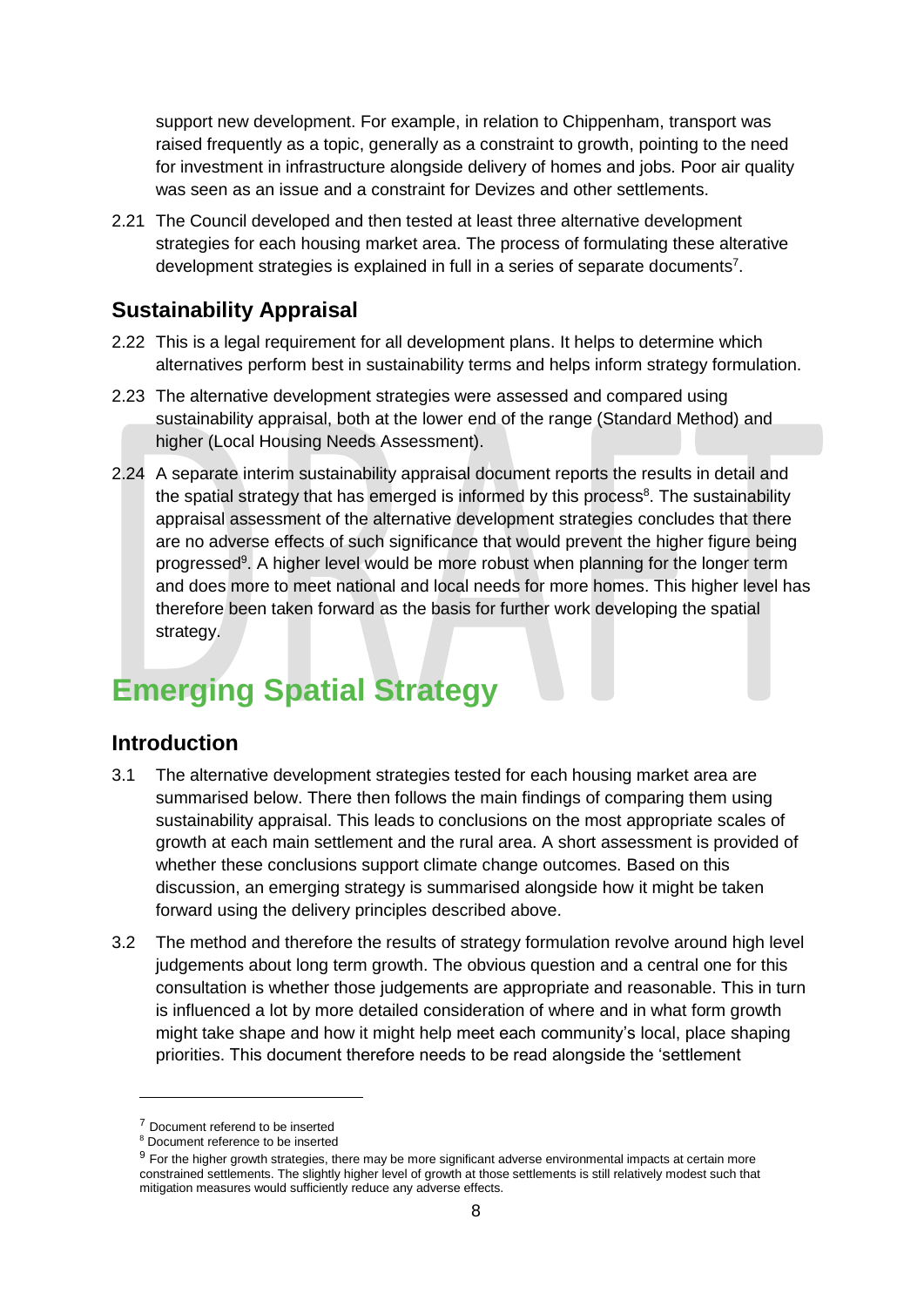support new development. For example, in relation to Chippenham, transport was raised frequently as a topic, generally as a constraint to growth, pointing to the need for investment in infrastructure alongside delivery of homes and jobs. Poor air quality was seen as an issue and a constraint for Devizes and other settlements.

2.21 The Council developed and then tested at least three alternative development strategies for each housing market area. The process of formulating these alterative development strategies is explained in full in a series of separate documents[7].

## Sustainability Appraisal

2.22 This is a legal requirement for all development plans. It helps to determine which alternatives perform best in sustainability terms and helps inform strategy formulation.

2.23 The alternative development strategies were assessed and compared using sustainability appraisal, both at the lower end of the range (Standard Method) and higher (Local Housing Needs Assessment).

2.24 A separate interim sustainability appraisal document reports the results in detail and the spatial strategy that has emerged is informed by this process[8]. The sustainability appraisal assessment of the alternative development strategies concludes that there are no adverse effects of such significance that would prevent the higher figure being progressed[9]. A higher level would be more robust when planning for the longer term and does more to meet national and local needs for more homes. This higher level has therefore been taken forward as the basis for further work developing the spatial strategy.

# Emerging Spatial Strategy

## Introduction

3.1 The alternative development strategies tested for each housing market area are summarised below. There then follows the main findings of comparing them using sustainability appraisal. This leads to conclusions on the most appropriate scales of growth at each main settlement and the rural area. A short assessment is provided of whether these conclusions support climate change outcomes. Based on this discussion, an emerging strategy is summarised alongside how it might be taken forward using the delivery principles described above.

3.2 The method and therefore the results of strategy formulation revolve around high level judgements about long term growth. The obvious question and a central one for this consultation is whether those judgements are appropriate and reasonable. This in turn is influenced a lot by more detailed consideration of where and in what form growth might take shape and how it might help meet each community's local, place shaping priorities. This document therefore needs to be read alongside the 'settlement

---

[7] Document referend to be inserted

[8] Document reference to be inserted

[9] For the higher growth strategies, there may be more significant adverse environmental impacts at certain more constrained settlements. The slightly higher level of growth at those settlements is still relatively modest such that mitigation measures would sufficiently reduce any adverse effects.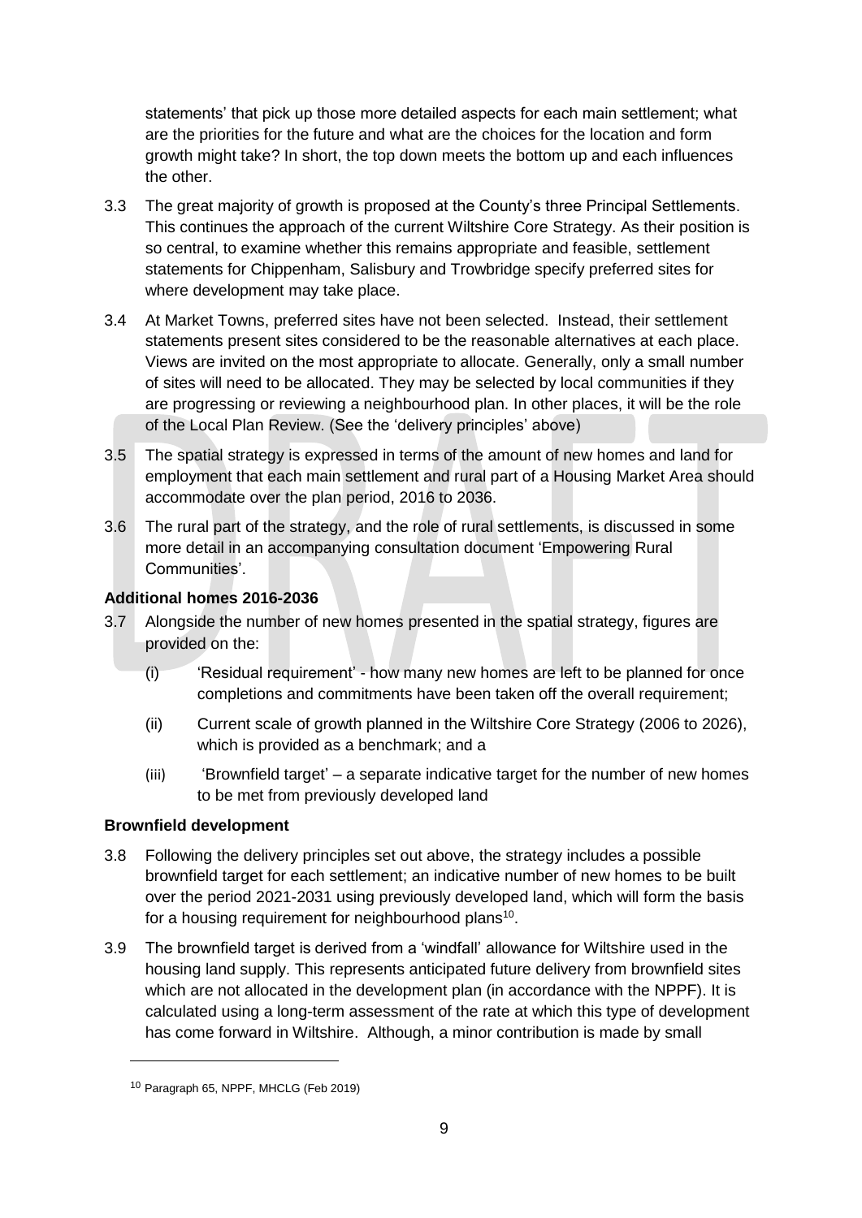statements' that pick up those more detailed aspects for each main settlement; what are the priorities for the future and what are the choices for the location and form growth might take? In short, the top down meets the bottom up and each influences the other.

3.3 The great majority of growth is proposed at the County's three Principal Settlements. This continues the approach of the current Wiltshire Core Strategy. As their position is so central, to examine whether this remains appropriate and feasible, settlement statements for Chippenham, Salisbury and Trowbridge specify preferred sites for where development may take place.

3.4 At Market Towns, preferred sites have not been selected. Instead, their settlement statements present sites considered to be the reasonable alternatives at each place. Views are invited on the most appropriate to allocate. Generally, only a small number of sites will need to be allocated. They may be selected by local communities if they are progressing or reviewing a neighbourhood plan. In other places, it will be the role of the Local Plan Review. (See the 'delivery principles' above)

3.5 The spatial strategy is expressed in terms of the amount of new homes and land for employment that each main settlement and rural part of a Housing Market Area should accommodate over the plan period, 2016 to 2036.

3.6 The rural part of the strategy, and the role of rural settlements, is discussed in some more detail in an accompanying consultation document 'Empowering Rural Communities'.

**Additional homes 2016-2036**

3.7 Alongside the number of new homes presented in the spatial strategy, figures are provided on the:

(i) 'Residual requirement' - how many new homes are left to be planned for once completions and commitments have been taken off the overall requirement;

(ii) Current scale of growth planned in the Wiltshire Core Strategy (2006 to 2026), which is provided as a benchmark; and a

(iii) 'Brownfield target' – a separate indicative target for the number of new homes to be met from previously developed land

**Brownfield development**

3.8 Following the delivery principles set out above, the strategy includes a possible brownfield target for each settlement; an indicative number of new homes to be built over the period 2021-2031 using previously developed land, which will form the basis for a housing requirement for neighbourhood plans[10].

3.9 The brownfield target is derived from a 'windfall' allowance for Wiltshire used in the housing land supply. This represents anticipated future delivery from brownfield sites which are not allocated in the development plan (in accordance with the NPPF). It is calculated using a long-term assessment of the rate at which this type of development has come forward in Wiltshire. Although, a minor contribution is made by small

---

[10] Paragraph 65, NPPF, MHCLG (Feb 2019)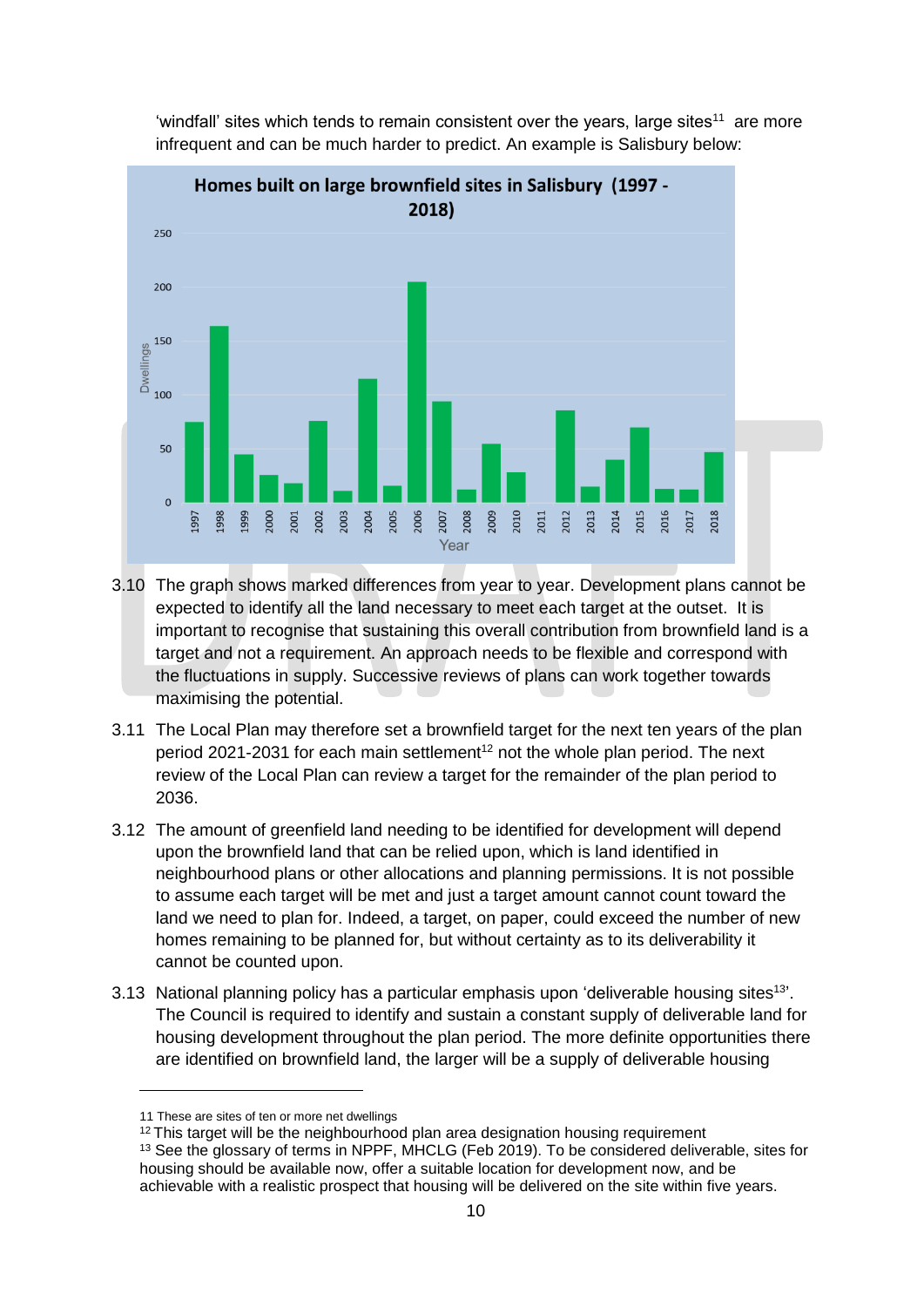'windfall' sites which tends to remain consistent over the years, large sites[11] are more infrequent and can be much harder to predict. An example is Salisbury below:

**Homes built on large brownfield sites in Salisbury (1997 - 2018)**

3.10 The graph shows marked differences from year to year. Development plans cannot be expected to identify all the land necessary to meet each target at the outset. It is important to recognise that sustaining this overall contribution from brownfield land is a target and not a requirement. An approach needs to be flexible and correspond with the fluctuations in supply. Successive reviews of plans can work together towards maximising the potential.

3.11 The Local Plan may therefore set a brownfield target for the next ten years of the plan period 2021-2031 for each main settlement[12] not the whole plan period. The next review of the Local Plan can review a target for the remainder of the plan period to 2036.

3.12 The amount of greenfield land needing to be identified for development will depend upon the brownfield land that can be relied upon, which is land identified in neighbourhood plans or other allocations and planning permissions. It is not possible to assume each target will be met and just a target amount cannot count toward the land we need to plan for. Indeed, a target, on paper, could exceed the number of new homes remaining to be planned for, but without certainty as to its deliverability it cannot be counted upon.

3.13 National planning policy has a particular emphasis upon 'deliverable housing sites[13]'. The Council is required to identify and sustain a constant supply of deliverable land for housing development throughout the plan period. The more definite opportunities there are identified on brownfield land, the larger will be a supply of deliverable housing

---

[11] These are sites of ten or more net dwellings

[12] This target will be the neighbourhood plan area designation housing requirement

[13] See the glossary of terms in NPPF, MHCLG (Feb 2019). To be considered deliverable, sites for housing should be available now, offer a suitable location for development now, and be achievable with a realistic prospect that housing will be delivered on the site within five years.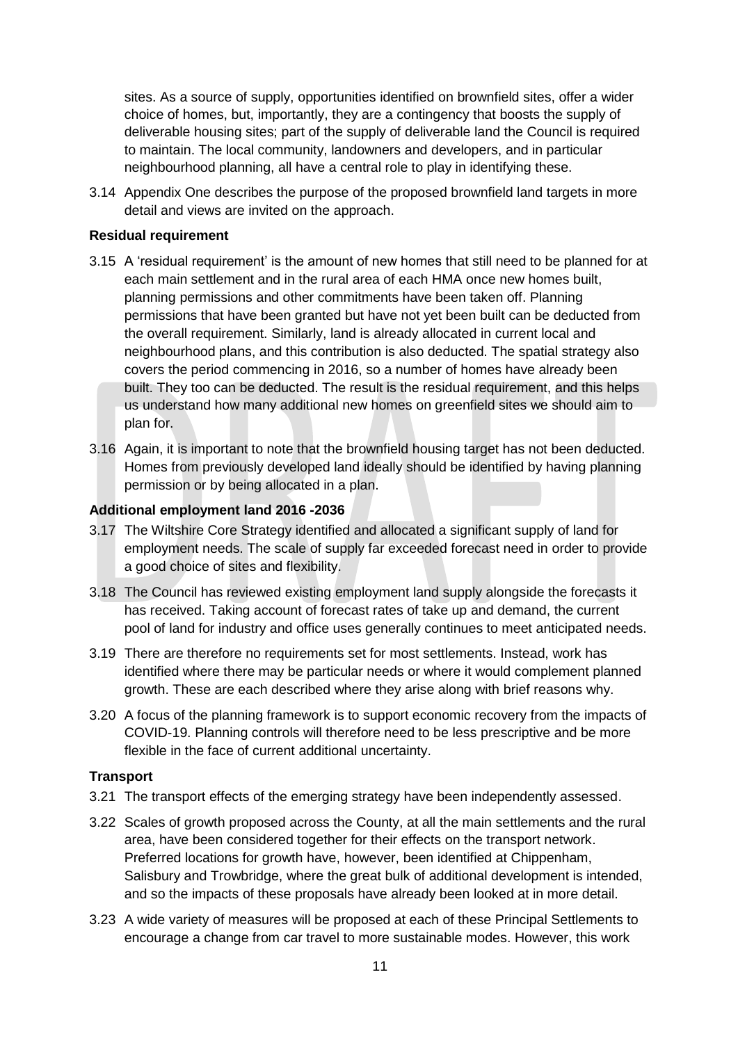sites. As a source of supply, opportunities identified on brownfield sites, offer a wider choice of homes, but, importantly, they are a contingency that boosts the supply of deliverable housing sites; part of the supply of deliverable land the Council is required to maintain. The local community, landowners and developers, and in particular neighbourhood planning, all have a central role to play in identifying these.

3.14 Appendix One describes the purpose of the proposed brownfield land targets in more detail and views are invited on the approach.

**Residual requirement**

3.15 A 'residual requirement' is the amount of new homes that still need to be planned for at each main settlement and in the rural area of each HMA once new homes built, planning permissions and other commitments have been taken off. Planning permissions that have been granted but have not yet been built can be deducted from the overall requirement. Similarly, land is already allocated in current local and neighbourhood plans, and this contribution is also deducted. The spatial strategy also covers the period commencing in 2016, so a number of homes have already been built. They too can be deducted. The result is the residual requirement, and this helps us understand how many additional new homes on greenfield sites we should aim to plan for.

3.16 Again, it is important to note that the brownfield housing target has not been deducted. Homes from previously developed land ideally should be identified by having planning permission or by being allocated in a plan.

**Additional employment land 2016 -2036**

3.17 The Wiltshire Core Strategy identified and allocated a significant supply of land for employment needs. The scale of supply far exceeded forecast need in order to provide a good choice of sites and flexibility.

3.18 The Council has reviewed existing employment land supply alongside the forecasts it has received. Taking account of forecast rates of take up and demand, the current pool of land for industry and office uses generally continues to meet anticipated needs.

3.19 There are therefore no requirements set for most settlements. Instead, work has identified where there may be particular needs or where it would complement planned growth. These are each described where they arise along with brief reasons why.

3.20 A focus of the planning framework is to support economic recovery from the impacts of COVID-19. Planning controls will therefore need to be less prescriptive and be more flexible in the face of current additional uncertainty.

**Transport**

3.21 The transport effects of the emerging strategy have been independently assessed.

3.22 Scales of growth proposed across the County, at all the main settlements and the rural area, have been considered together for their effects on the transport network. Preferred locations for growth have, however, been identified at Chippenham, Salisbury and Trowbridge, where the great bulk of additional development is intended, and so the impacts of these proposals have already been looked at in more detail.

3.23 A wide variety of measures will be proposed at each of these Principal Settlements to encourage a change from car travel to more sustainable modes. However, this work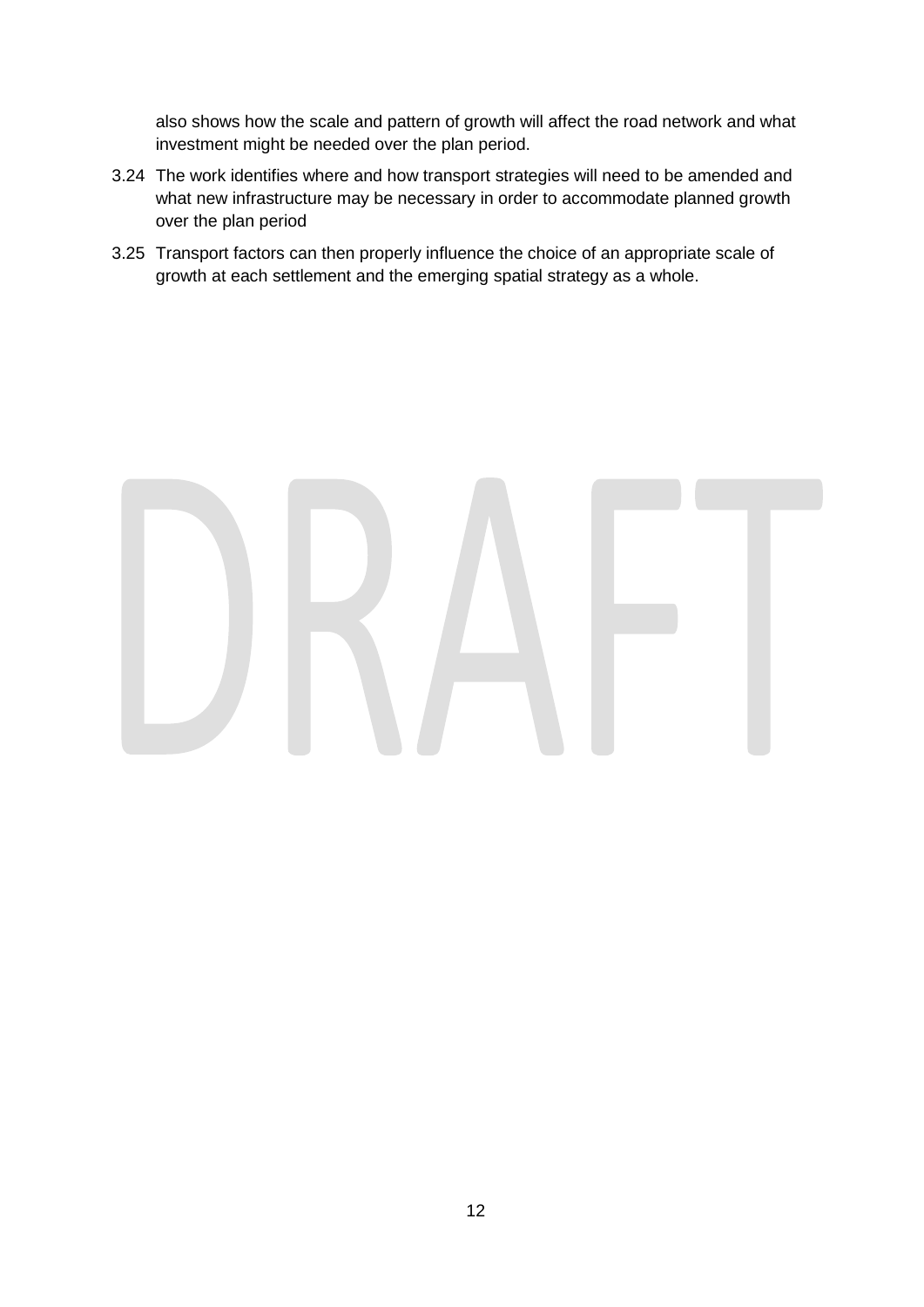also shows how the scale and pattern of growth will affect the road network and what investment might be needed over the plan period.

3.24 The work identifies where and how transport strategies will need to be amended and what new infrastructure may be necessary in order to accommodate planned growth over the plan period

3.25 Transport factors can then properly influence the choice of an appropriate scale of growth at each settlement and the emerging spatial strategy as a whole.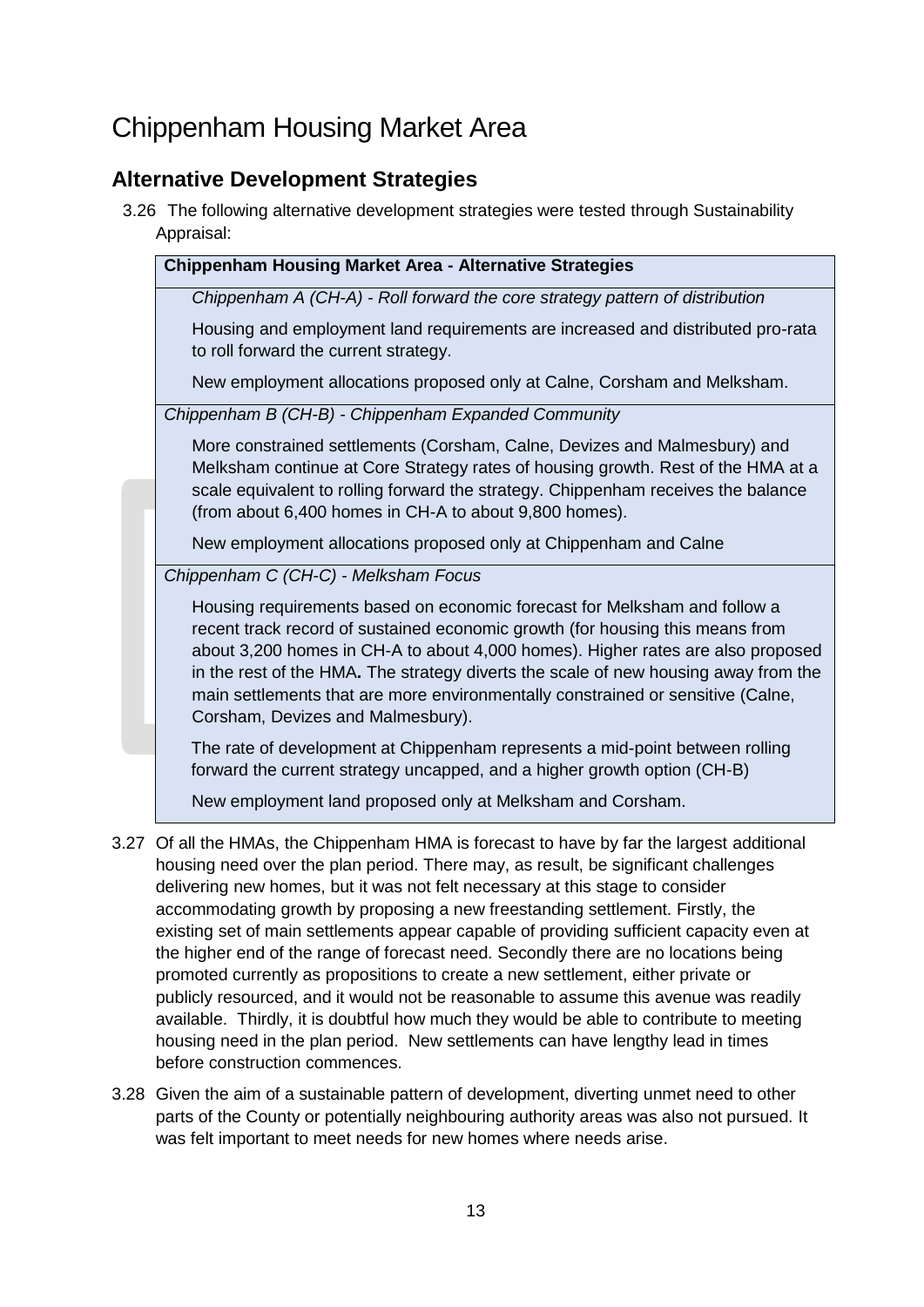# Chippenham Housing Market Area

## Alternative Development Strategies

3.26 The following alternative development strategies were tested through Sustainability Appraisal:

| Chippenham Housing Market Area - Alternative Strategies |
| --- |
| *Chippenham A (CH-A) - Roll forward the core strategy pattern of distribution*<br><br>Housing and employment land requirements are increased and distributed pro-rata to roll forward the current strategy.<br><br>New employment allocations proposed only at Calne, Corsham and Melksham. |
| *Chippenham B (CH-B) - Chippenham Expanded Community*<br><br>More constrained settlements (Corsham, Calne, Devizes and Malmesbury) and Melksham continue at Core Strategy rates of housing growth. Rest of the HMA at a scale equivalent to rolling forward the strategy. Chippenham receives the balance (from about 6,400 homes in CH-A to about 9,800 homes).<br><br>New employment allocations proposed only at Chippenham and Calne |
| *Chippenham C (CH-C) - Melksham Focus*<br><br>Housing requirements based on economic forecast for Melksham and follow a recent track record of sustained economic growth (for housing this means from about 3,200 homes in CH-A to about 4,000 homes). Higher rates are also proposed in the rest of the HMA**.** The strategy diverts the scale of new housing away from the main settlements that are more environmentally constrained or sensitive (Calne, Corsham, Devizes and Malmesbury).<br><br>The rate of development at Chippenham represents a mid-point between rolling forward the current strategy uncapped, and a higher growth option (CH-B)<br><br>New employment land proposed only at Melksham and Corsham. |

3.27 Of all the HMAs, the Chippenham HMA is forecast to have by far the largest additional housing need over the plan period. There may, as result, be significant challenges delivering new homes, but it was not felt necessary at this stage to consider accommodating growth by proposing a new freestanding settlement. Firstly, the existing set of main settlements appear capable of providing sufficient capacity even at the higher end of the range of forecast need. Secondly there are no locations being promoted currently as propositions to create a new settlement, either private or publicly resourced, and it would not be reasonable to assume this avenue was readily available. Thirdly, it is doubtful how much they would be able to contribute to meeting housing need in the plan period. New settlements can have lengthy lead in times before construction commences.

3.28 Given the aim of a sustainable pattern of development, diverting unmet need to other parts of the County or potentially neighbouring authority areas was also not pursued. It was felt important to meet needs for new homes where needs arise.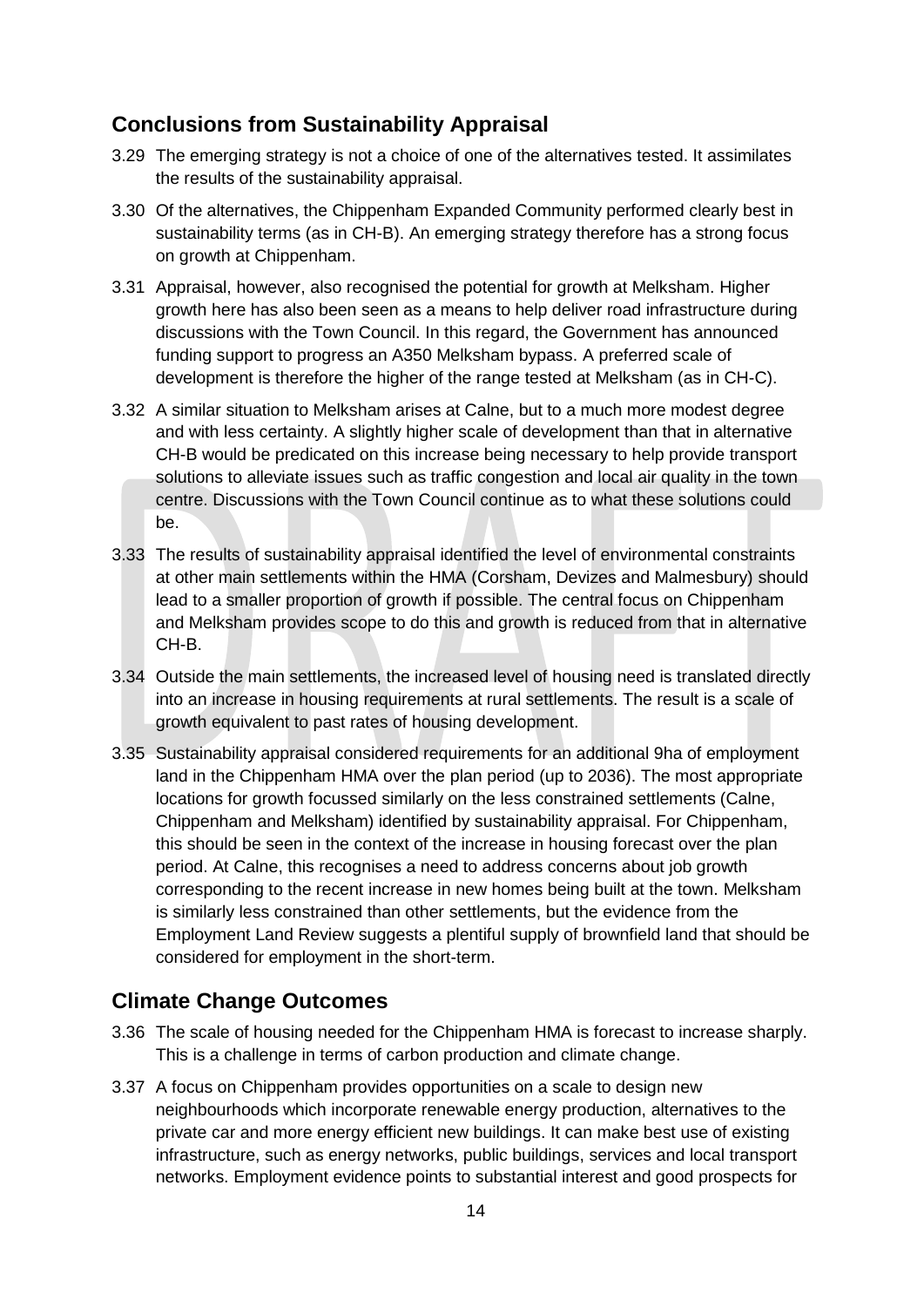## Conclusions from Sustainability Appraisal

3.29 The emerging strategy is not a choice of one of the alternatives tested. It assimilates the results of the sustainability appraisal.

3.30 Of the alternatives, the Chippenham Expanded Community performed clearly best in sustainability terms (as in CH-B). An emerging strategy therefore has a strong focus on growth at Chippenham.

3.31 Appraisal, however, also recognised the potential for growth at Melksham. Higher growth here has also been seen as a means to help deliver road infrastructure during discussions with the Town Council. In this regard, the Government has announced funding support to progress an A350 Melksham bypass. A preferred scale of development is therefore the higher of the range tested at Melksham (as in CH-C).

3.32 A similar situation to Melksham arises at Calne, but to a much more modest degree and with less certainty. A slightly higher scale of development than that in alternative CH-B would be predicated on this increase being necessary to help provide transport solutions to alleviate issues such as traffic congestion and local air quality in the town centre. Discussions with the Town Council continue as to what these solutions could be.

3.33 The results of sustainability appraisal identified the level of environmental constraints at other main settlements within the HMA (Corsham, Devizes and Malmesbury) should lead to a smaller proportion of growth if possible. The central focus on Chippenham and Melksham provides scope to do this and growth is reduced from that in alternative CH-B.

3.34 Outside the main settlements, the increased level of housing need is translated directly into an increase in housing requirements at rural settlements. The result is a scale of growth equivalent to past rates of housing development.

3.35 Sustainability appraisal considered requirements for an additional 9ha of employment land in the Chippenham HMA over the plan period (up to 2036). The most appropriate locations for growth focussed similarly on the less constrained settlements (Calne, Chippenham and Melksham) identified by sustainability appraisal. For Chippenham, this should be seen in the context of the increase in housing forecast over the plan period. At Calne, this recognises a need to address concerns about job growth corresponding to the recent increase in new homes being built at the town. Melksham is similarly less constrained than other settlements, but the evidence from the Employment Land Review suggests a plentiful supply of brownfield land that should be considered for employment in the short-term.

## Climate Change Outcomes

3.36 The scale of housing needed for the Chippenham HMA is forecast to increase sharply. This is a challenge in terms of carbon production and climate change.

3.37 A focus on Chippenham provides opportunities on a scale to design new neighbourhoods which incorporate renewable energy production, alternatives to the private car and more energy efficient new buildings. It can make best use of existing infrastructure, such as energy networks, public buildings, services and local transport networks. Employment evidence points to substantial interest and good prospects for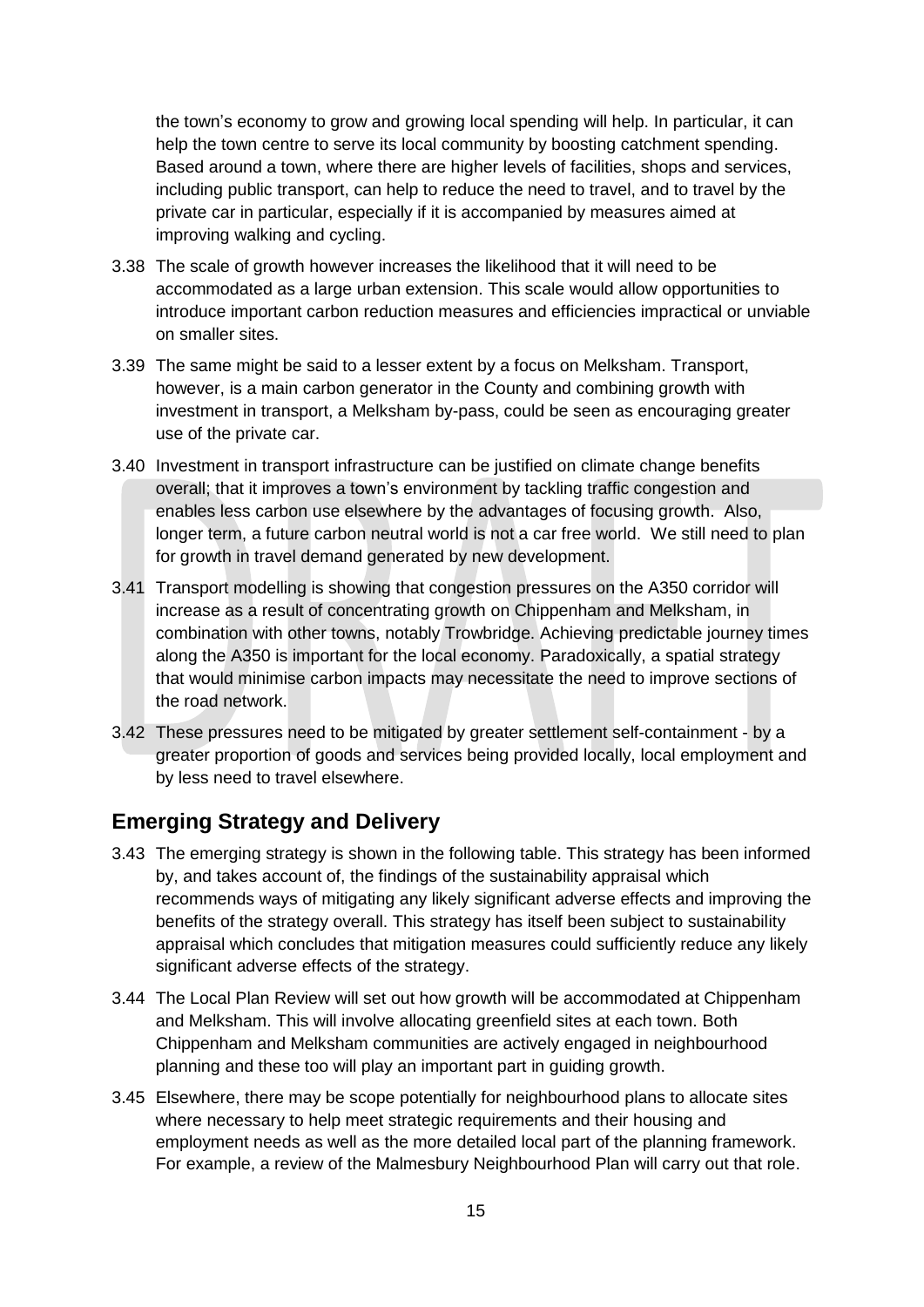the town's economy to grow and growing local spending will help. In particular, it can help the town centre to serve its local community by boosting catchment spending. Based around a town, where there are higher levels of facilities, shops and services, including public transport, can help to reduce the need to travel, and to travel by the private car in particular, especially if it is accompanied by measures aimed at improving walking and cycling.

3.38 The scale of growth however increases the likelihood that it will need to be accommodated as a large urban extension. This scale would allow opportunities to introduce important carbon reduction measures and efficiencies impractical or unviable on smaller sites.

3.39 The same might be said to a lesser extent by a focus on Melksham. Transport, however, is a main carbon generator in the County and combining growth with investment in transport, a Melksham by-pass, could be seen as encouraging greater use of the private car.

3.40 Investment in transport infrastructure can be justified on climate change benefits overall; that it improves a town's environment by tackling traffic congestion and enables less carbon use elsewhere by the advantages of focusing growth. Also, longer term, a future carbon neutral world is not a car free world. We still need to plan for growth in travel demand generated by new development.

3.41 Transport modelling is showing that congestion pressures on the A350 corridor will increase as a result of concentrating growth on Chippenham and Melksham, in combination with other towns, notably Trowbridge. Achieving predictable journey times along the A350 is important for the local economy. Paradoxically, a spatial strategy that would minimise carbon impacts may necessitate the need to improve sections of the road network.

3.42 These pressures need to be mitigated by greater settlement self-containment - by a greater proportion of goods and services being provided locally, local employment and by less need to travel elsewhere.

## Emerging Strategy and Delivery

3.43 The emerging strategy is shown in the following table. This strategy has been informed by, and takes account of, the findings of the sustainability appraisal which recommends ways of mitigating any likely significant adverse effects and improving the benefits of the strategy overall. This strategy has itself been subject to sustainability appraisal which concludes that mitigation measures could sufficiently reduce any likely significant adverse effects of the strategy.

3.44 The Local Plan Review will set out how growth will be accommodated at Chippenham and Melksham. This will involve allocating greenfield sites at each town. Both Chippenham and Melksham communities are actively engaged in neighbourhood planning and these too will play an important part in guiding growth.

3.45 Elsewhere, there may be scope potentially for neighbourhood plans to allocate sites where necessary to help meet strategic requirements and their housing and employment needs as well as the more detailed local part of the planning framework. For example, a review of the Malmesbury Neighbourhood Plan will carry out that role.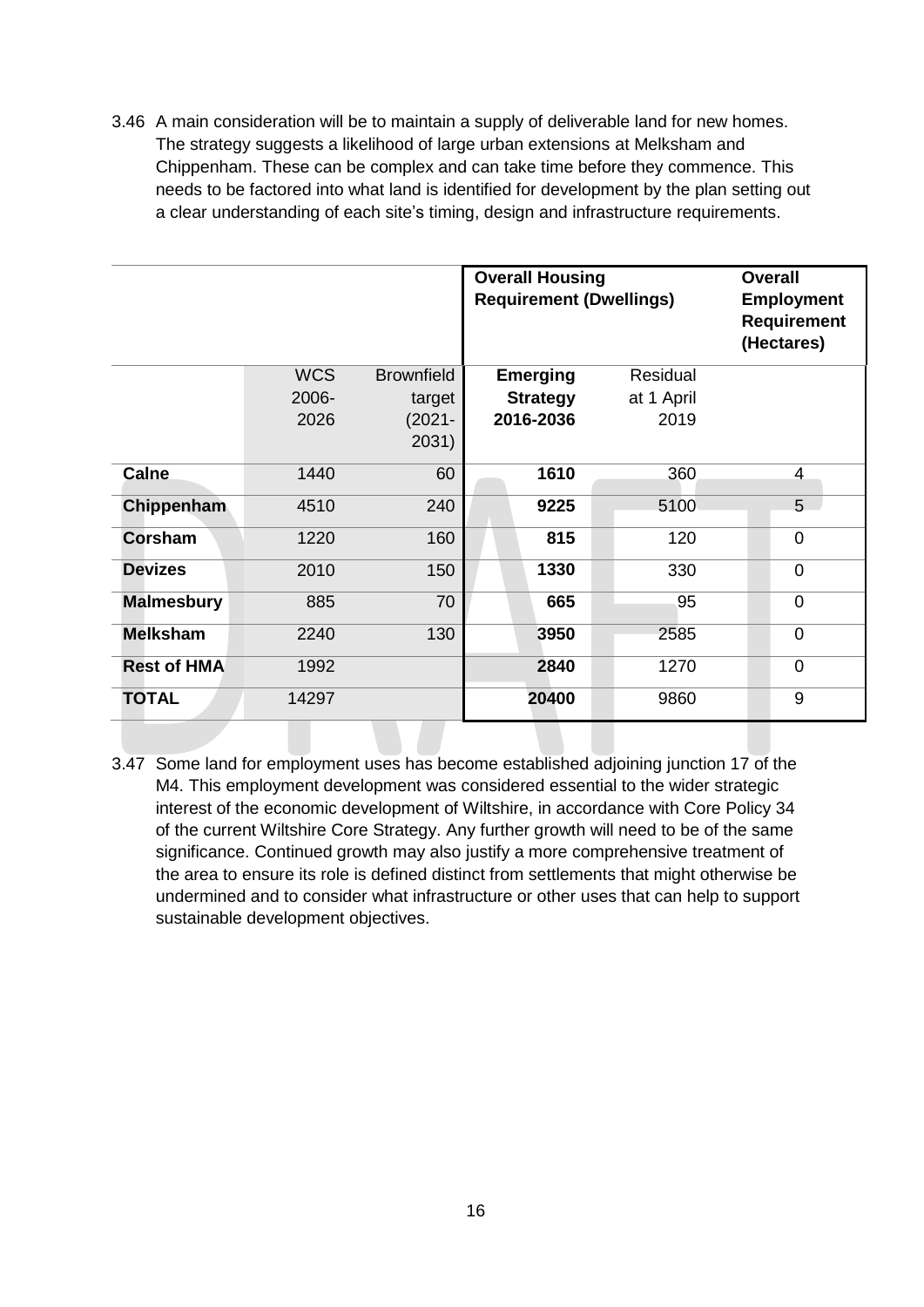3.46 A main consideration will be to maintain a supply of deliverable land for new homes. The strategy suggests a likelihood of large urban extensions at Melksham and Chippenham. These can be complex and can take time before they commence. This needs to be factored into what land is identified for development by the plan setting out a clear understanding of each site's timing, design and infrastructure requirements.

| | | | **Overall Housing Requirement (Dwellings)** | | **Overall Employment Requirement (Hectares)** |
|---|---|---|---|---|---|
| | WCS 2006-2026 | Brownfield target (2021-2031) | **Emerging Strategy 2016-2036** | Residual at 1 April 2019 | |
| **Calne** | 1440 | 60 | **1610** | 360 | 4 |
| **Chippenham** | 4510 | 240 | **9225** | 5100 | 5 |
| **Corsham** | 1220 | 160 | **815** | 120 | 0 |
| **Devizes** | 2010 | 150 | **1330** | 330 | 0 |
| **Malmesbury** | 885 | 70 | **665** | 95 | 0 |
| **Melksham** | 2240 | 130 | **3950** | 2585 | 0 |
| **Rest of HMA** | 1992 | | **2840** | 1270 | 0 |
| **TOTAL** | 14297 | | **20400** | 9860 | 9 |

3.47 Some land for employment uses has become established adjoining junction 17 of the M4. This employment development was considered essential to the wider strategic interest of the economic development of Wiltshire, in accordance with Core Policy 34 of the current Wiltshire Core Strategy. Any further growth will need to be of the same significance. Continued growth may also justify a more comprehensive treatment of the area to ensure its role is defined distinct from settlements that might otherwise be undermined and to consider what infrastructure or other uses that can help to support sustainable development objectives.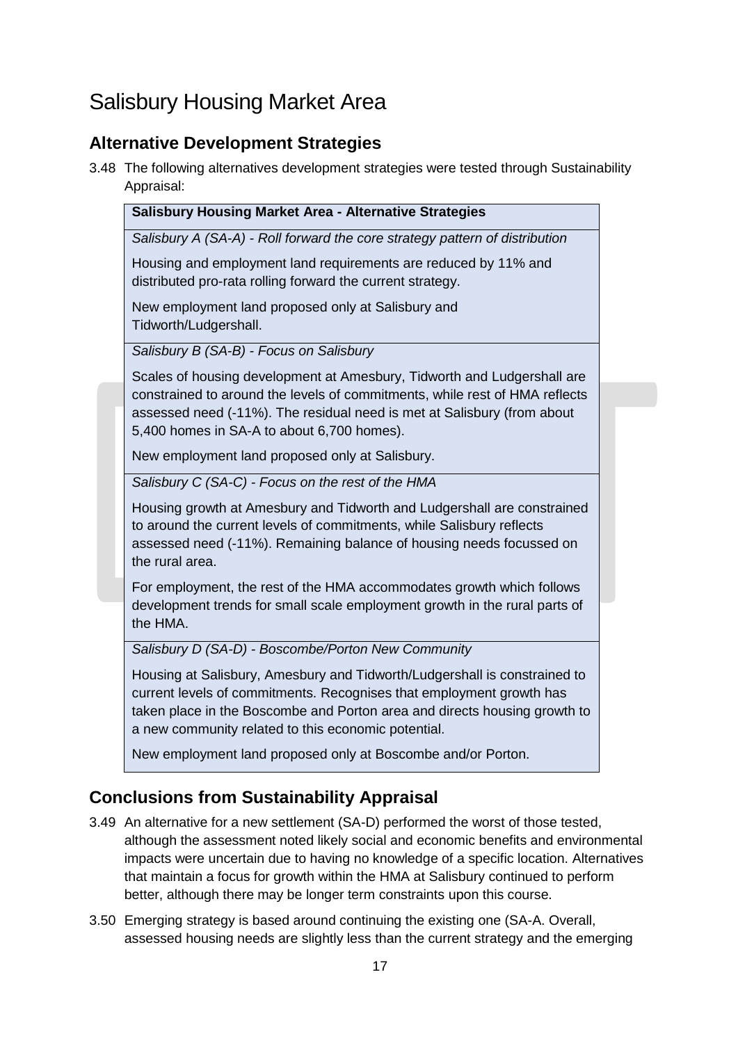# Salisbury Housing Market Area

## Alternative Development Strategies

3.48 The following alternatives development strategies were tested through Sustainability Appraisal:

| Salisbury Housing Market Area - Alternative Strategies |
|---|
| *Salisbury A (SA-A) - Roll forward the core strategy pattern of distribution* |
| Housing and employment land requirements are reduced by 11% and distributed pro-rata rolling forward the current strategy.<br><br>New employment land proposed only at Salisbury and Tidworth/Ludgershall. |
| *Salisbury B (SA-B) - Focus on Salisbury* |
| Scales of housing development at Amesbury, Tidworth and Ludgershall are constrained to around the levels of commitments, while rest of HMA reflects assessed need (-11%). The residual need is met at Salisbury (from about 5,400 homes in SA-A to about 6,700 homes).<br><br>New employment land proposed only at Salisbury. |
| *Salisbury C (SA-C) - Focus on the rest of the HMA* |
| Housing growth at Amesbury and Tidworth and Ludgershall are constrained to around the current levels of commitments, while Salisbury reflects assessed need (-11%). Remaining balance of housing needs focussed on the rural area.<br><br>For employment, the rest of the HMA accommodates growth which follows development trends for small scale employment growth in the rural parts of the HMA. |
| *Salisbury D (SA-D) - Boscombe/Porton New Community* |
| Housing at Salisbury, Amesbury and Tidworth/Ludgershall is constrained to current levels of commitments. Recognises that employment growth has taken place in the Boscombe and Porton area and directs housing growth to a new community related to this economic potential.<br><br>New employment land proposed only at Boscombe and/or Porton. |

## Conclusions from Sustainability Appraisal

3.49 An alternative for a new settlement (SA-D) performed the worst of those tested, although the assessment noted likely social and economic benefits and environmental impacts were uncertain due to having no knowledge of a specific location. Alternatives that maintain a focus for growth within the HMA at Salisbury continued to perform better, although there may be longer term constraints upon this course.

3.50 Emerging strategy is based around continuing the existing one (SA-A. Overall, assessed housing needs are slightly less than the current strategy and the emerging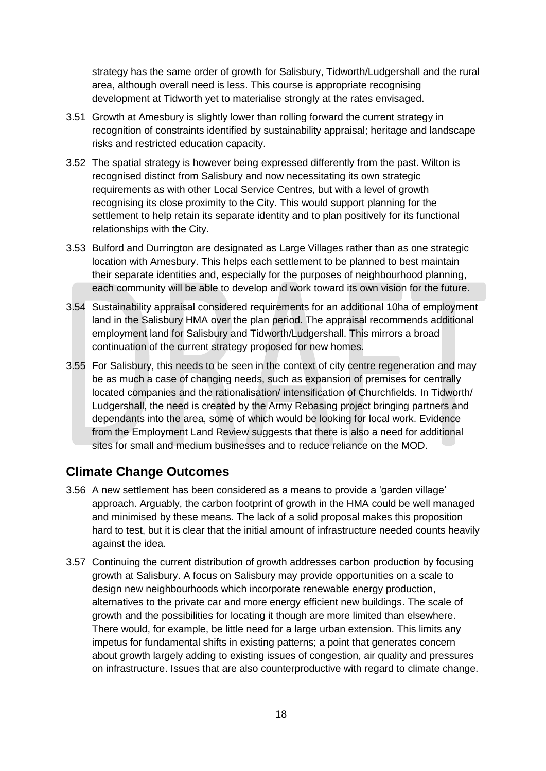strategy has the same order of growth for Salisbury, Tidworth/Ludgershall and the rural area, although overall need is less. This course is appropriate recognising development at Tidworth yet to materialise strongly at the rates envisaged.

3.51 Growth at Amesbury is slightly lower than rolling forward the current strategy in recognition of constraints identified by sustainability appraisal; heritage and landscape risks and restricted education capacity.

3.52 The spatial strategy is however being expressed differently from the past. Wilton is recognised distinct from Salisbury and now necessitating its own strategic requirements as with other Local Service Centres, but with a level of growth recognising its close proximity to the City. This would support planning for the settlement to help retain its separate identity and to plan positively for its functional relationships with the City.

3.53 Bulford and Durrington are designated as Large Villages rather than as one strategic location with Amesbury. This helps each settlement to be planned to best maintain their separate identities and, especially for the purposes of neighbourhood planning, each community will be able to develop and work toward its own vision for the future.

3.54 Sustainability appraisal considered requirements for an additional 10ha of employment land in the Salisbury HMA over the plan period. The appraisal recommends additional employment land for Salisbury and Tidworth/Ludgershall. This mirrors a broad continuation of the current strategy proposed for new homes.

3.55 For Salisbury, this needs to be seen in the context of city centre regeneration and may be as much a case of changing needs, such as expansion of premises for centrally located companies and the rationalisation/ intensification of Churchfields. In Tidworth/ Ludgershall, the need is created by the Army Rebasing project bringing partners and dependants into the area, some of which would be looking for local work. Evidence from the Employment Land Review suggests that there is also a need for additional sites for small and medium businesses and to reduce reliance on the MOD.

## Climate Change Outcomes

3.56 A new settlement has been considered as a means to provide a 'garden village' approach. Arguably, the carbon footprint of growth in the HMA could be well managed and minimised by these means. The lack of a solid proposal makes this proposition hard to test, but it is clear that the initial amount of infrastructure needed counts heavily against the idea.

3.57 Continuing the current distribution of growth addresses carbon production by focusing growth at Salisbury. A focus on Salisbury may provide opportunities on a scale to design new neighbourhoods which incorporate renewable energy production, alternatives to the private car and more energy efficient new buildings. The scale of growth and the possibilities for locating it though are more limited than elsewhere. There would, for example, be little need for a large urban extension. This limits any impetus for fundamental shifts in existing patterns; a point that generates concern about growth largely adding to existing issues of congestion, air quality and pressures on infrastructure. Issues that are also counterproductive with regard to climate change.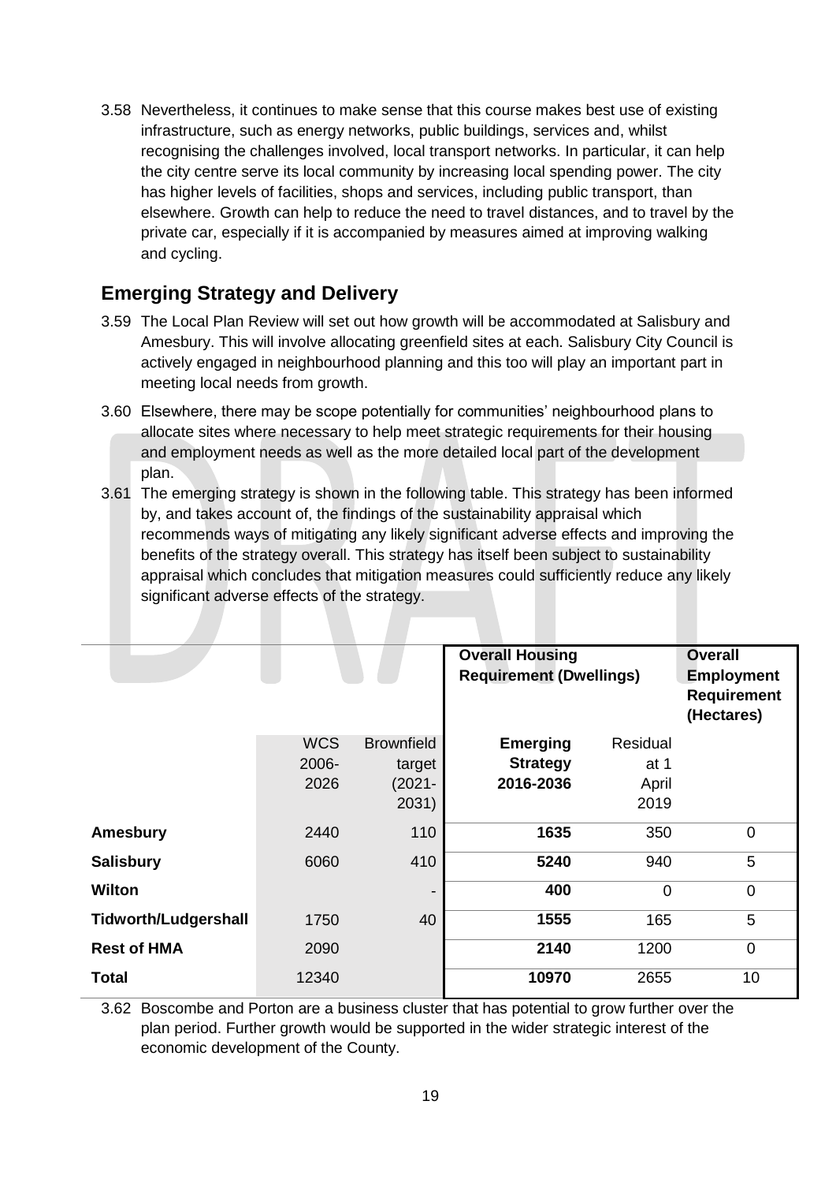3.58 Nevertheless, it continues to make sense that this course makes best use of existing infrastructure, such as energy networks, public buildings, services and, whilst recognising the challenges involved, local transport networks. In particular, it can help the city centre serve its local community by increasing local spending power. The city has higher levels of facilities, shops and services, including public transport, than elsewhere. Growth can help to reduce the need to travel distances, and to travel by the private car, especially if it is accompanied by measures aimed at improving walking and cycling.

## Emerging Strategy and Delivery

3.59 The Local Plan Review will set out how growth will be accommodated at Salisbury and Amesbury. This will involve allocating greenfield sites at each. Salisbury City Council is actively engaged in neighbourhood planning and this too will play an important part in meeting local needs from growth.

3.60 Elsewhere, there may be scope potentially for communities' neighbourhood plans to allocate sites where necessary to help meet strategic requirements for their housing and employment needs as well as the more detailed local part of the development plan.

3.61 The emerging strategy is shown in the following table. This strategy has been informed by, and takes account of, the findings of the sustainability appraisal which recommends ways of mitigating any likely significant adverse effects and improving the benefits of the strategy overall. This strategy has itself been subject to sustainability appraisal which concludes that mitigation measures could sufficiently reduce any likely significant adverse effects of the strategy.

| | | | **Overall Housing Requirement (Dwellings)** | | **Overall Employment Requirement (Hectares)** |
|---|---|---|---|---|---|
| | WCS 2006-2026 | Brownfield target (2021-2031) | **Emerging Strategy 2016-2036** | Residual at 1 April 2019 | |
| **Amesbury** | 2440 | 110 | **1635** | 350 | 0 |
| **Salisbury** | 6060 | 410 | **5240** | 940 | 5 |
| **Wilton** | | - | **400** | 0 | 0 |
| **Tidworth/Ludgershall** | 1750 | 40 | **1555** | 165 | 5 |
| **Rest of HMA** | 2090 | | **2140** | 1200 | 0 |
| **Total** | 12340 | | **10970** | 2655 | 10 |

3.62 Boscombe and Porton are a business cluster that has potential to grow further over the plan period. Further growth would be supported in the wider strategic interest of the economic development of the County.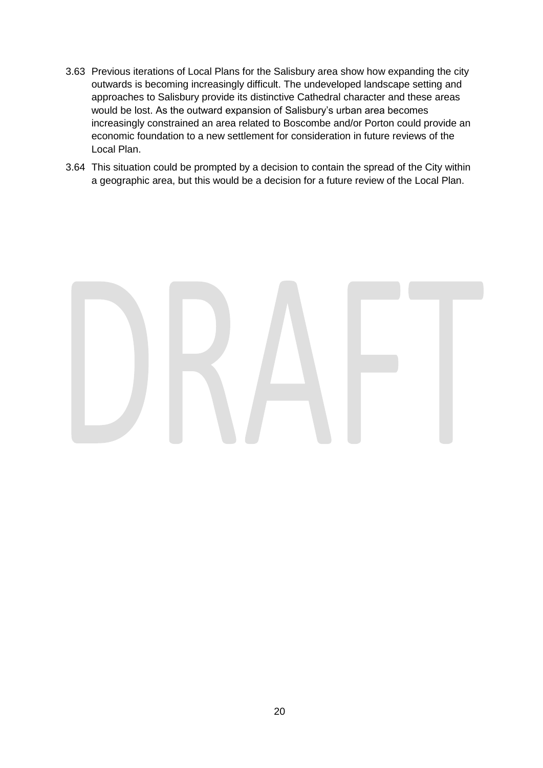3.63 Previous iterations of Local Plans for the Salisbury area show how expanding the city outwards is becoming increasingly difficult. The undeveloped landscape setting and approaches to Salisbury provide its distinctive Cathedral character and these areas would be lost. As the outward expansion of Salisbury's urban area becomes increasingly constrained an area related to Boscombe and/or Porton could provide an economic foundation to a new settlement for consideration in future reviews of the Local Plan.

3.64 This situation could be prompted by a decision to contain the spread of the City within a geographic area, but this would be a decision for a future review of the Local Plan.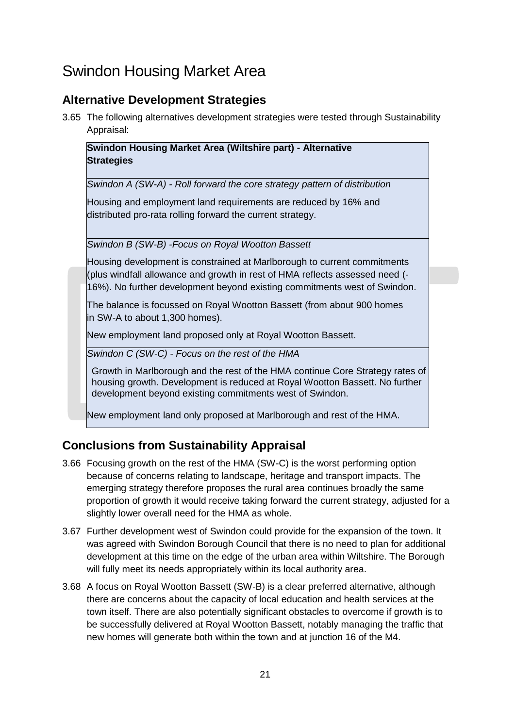# Swindon Housing Market Area

## Alternative Development Strategies

3.65 The following alternatives development strategies were tested through Sustainability Appraisal:

| **Swindon Housing Market Area (Wiltshire part) - Alternative Strategies** |
|---|
| *Swindon A (SW-A) - Roll forward the core strategy pattern of distribution*<br><br>Housing and employment land requirements are reduced by 16% and distributed pro-rata rolling forward the current strategy. |
| *Swindon B (SW-B) -Focus on Royal Wootton Bassett*<br><br>Housing development is constrained at Marlborough to current commitments (plus windfall allowance and growth in rest of HMA reflects assessed need (-16%). No further development beyond existing commitments west of Swindon.<br><br>The balance is focussed on Royal Wootton Bassett (from about 900 homes in SW-A to about 1,300 homes).<br><br>New employment land proposed only at Royal Wootton Bassett. |
| *Swindon C (SW-C) - Focus on the rest of the HMA*<br><br>Growth in Marlborough and the rest of the HMA continue Core Strategy rates of housing growth. Development is reduced at Royal Wootton Bassett. No further development beyond existing commitments west of Swindon.<br><br>New employment land only proposed at Marlborough and rest of the HMA. |

## Conclusions from Sustainability Appraisal

3.66 Focusing growth on the rest of the HMA (SW-C) is the worst performing option because of concerns relating to landscape, heritage and transport impacts. The emerging strategy therefore proposes the rural area continues broadly the same proportion of growth it would receive taking forward the current strategy, adjusted for a slightly lower overall need for the HMA as whole.

3.67 Further development west of Swindon could provide for the expansion of the town. It was agreed with Swindon Borough Council that there is no need to plan for additional development at this time on the edge of the urban area within Wiltshire. The Borough will fully meet its needs appropriately within its local authority area.

3.68 A focus on Royal Wootton Bassett (SW-B) is a clear preferred alternative, although there are concerns about the capacity of local education and health services at the town itself. There are also potentially significant obstacles to overcome if growth is to be successfully delivered at Royal Wootton Bassett, notably managing the traffic that new homes will generate both within the town and at junction 16 of the M4.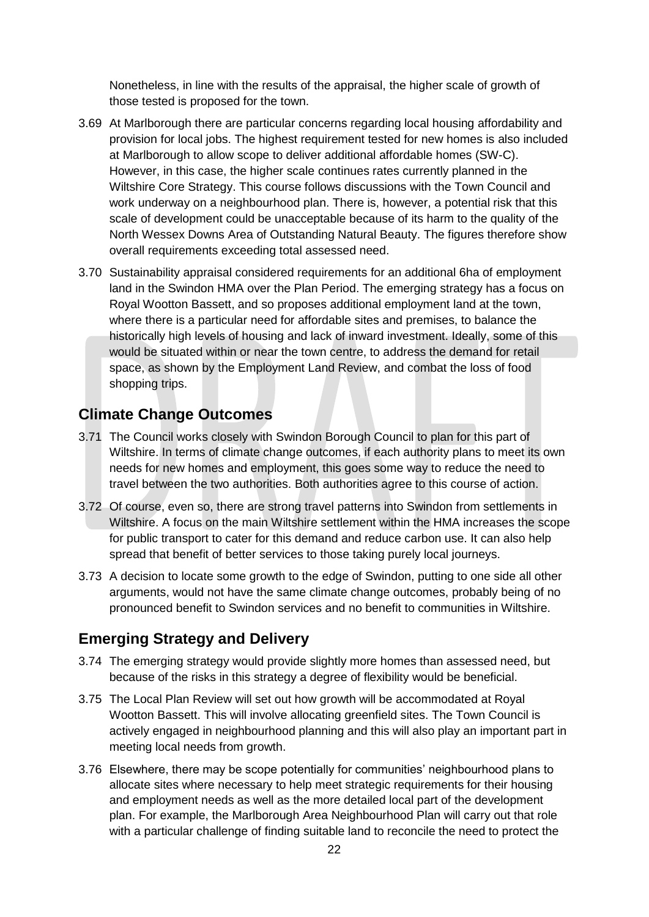Nonetheless, in line with the results of the appraisal, the higher scale of growth of those tested is proposed for the town.

3.69 At Marlborough there are particular concerns regarding local housing affordability and provision for local jobs. The highest requirement tested for new homes is also included at Marlborough to allow scope to deliver additional affordable homes (SW-C). However, in this case, the higher scale continues rates currently planned in the Wiltshire Core Strategy. This course follows discussions with the Town Council and work underway on a neighbourhood plan. There is, however, a potential risk that this scale of development could be unacceptable because of its harm to the quality of the North Wessex Downs Area of Outstanding Natural Beauty. The figures therefore show overall requirements exceeding total assessed need.

3.70 Sustainability appraisal considered requirements for an additional 6ha of employment land in the Swindon HMA over the Plan Period. The emerging strategy has a focus on Royal Wootton Bassett, and so proposes additional employment land at the town, where there is a particular need for affordable sites and premises, to balance the historically high levels of housing and lack of inward investment. Ideally, some of this would be situated within or near the town centre, to address the demand for retail space, as shown by the Employment Land Review, and combat the loss of food shopping trips.

## Climate Change Outcomes

3.71 The Council works closely with Swindon Borough Council to plan for this part of Wiltshire. In terms of climate change outcomes, if each authority plans to meet its own needs for new homes and employment, this goes some way to reduce the need to travel between the two authorities. Both authorities agree to this course of action.

3.72 Of course, even so, there are strong travel patterns into Swindon from settlements in Wiltshire. A focus on the main Wiltshire settlement within the HMA increases the scope for public transport to cater for this demand and reduce carbon use. It can also help spread that benefit of better services to those taking purely local journeys.

3.73 A decision to locate some growth to the edge of Swindon, putting to one side all other arguments, would not have the same climate change outcomes, probably being of no pronounced benefit to Swindon services and no benefit to communities in Wiltshire.

## Emerging Strategy and Delivery

3.74 The emerging strategy would provide slightly more homes than assessed need, but because of the risks in this strategy a degree of flexibility would be beneficial.

3.75 The Local Plan Review will set out how growth will be accommodated at Royal Wootton Bassett. This will involve allocating greenfield sites. The Town Council is actively engaged in neighbourhood planning and this will also play an important part in meeting local needs from growth.

3.76 Elsewhere, there may be scope potentially for communities' neighbourhood plans to allocate sites where necessary to help meet strategic requirements for their housing and employment needs as well as the more detailed local part of the development plan. For example, the Marlborough Area Neighbourhood Plan will carry out that role with a particular challenge of finding suitable land to reconcile the need to protect the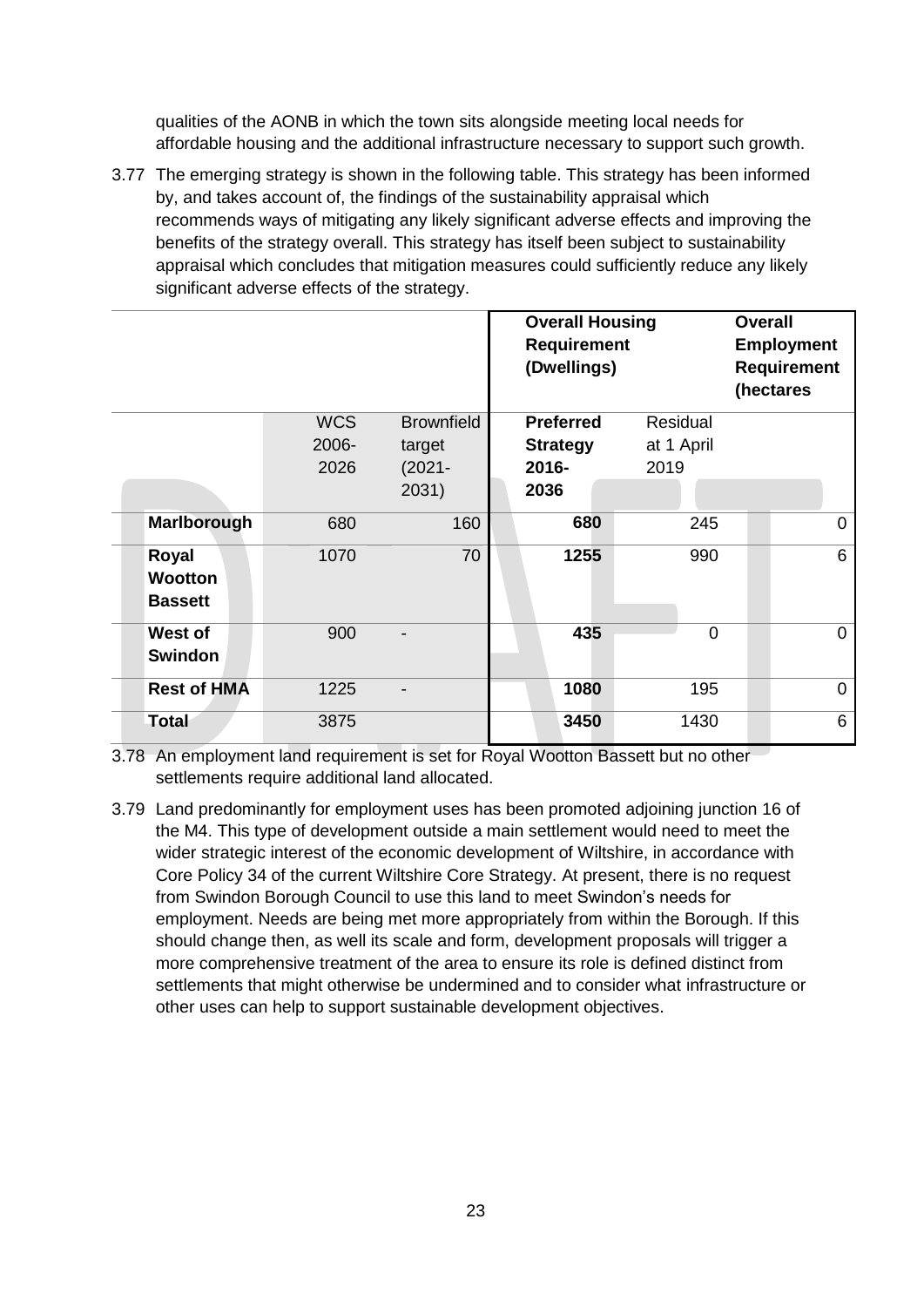qualities of the AONB in which the town sits alongside meeting local needs for affordable housing and the additional infrastructure necessary to support such growth.

3.77 The emerging strategy is shown in the following table. This strategy has been informed by, and takes account of, the findings of the sustainability appraisal which recommends ways of mitigating any likely significant adverse effects and improving the benefits of the strategy overall. This strategy has itself been subject to sustainability appraisal which concludes that mitigation measures could sufficiently reduce any likely significant adverse effects of the strategy.

| | | | **Overall Housing Requirement (Dwellings)** | | **Overall Employment Requirement (hectares** |
|---|---|---|---|---|---|
| | WCS 2006-2026 | Brownfield target (2021-2031) | **Preferred Strategy 2016-2036** | Residual at 1 April 2019 | |
| **Marlborough** | 680 | 160 | **680** | 245 | 0 |
| **Royal Wootton Bassett** | 1070 | 70 | **1255** | 990 | 6 |
| **West of Swindon** | 900 | - | **435** | 0 | 0 |
| **Rest of HMA** | 1225 | - | **1080** | 195 | 0 |
| **Total** | 3875 | | **3450** | 1430 | 6 |

3.78 An employment land requirement is set for Royal Wootton Bassett but no other settlements require additional land allocated.

3.79 Land predominantly for employment uses has been promoted adjoining junction 16 of the M4. This type of development outside a main settlement would need to meet the wider strategic interest of the economic development of Wiltshire, in accordance with Core Policy 34 of the current Wiltshire Core Strategy. At present, there is no request from Swindon Borough Council to use this land to meet Swindon's needs for employment. Needs are being met more appropriately from within the Borough. If this should change then, as well its scale and form, development proposals will trigger a more comprehensive treatment of the area to ensure its role is defined distinct from settlements that might otherwise be undermined and to consider what infrastructure or other uses can help to support sustainable development objectives.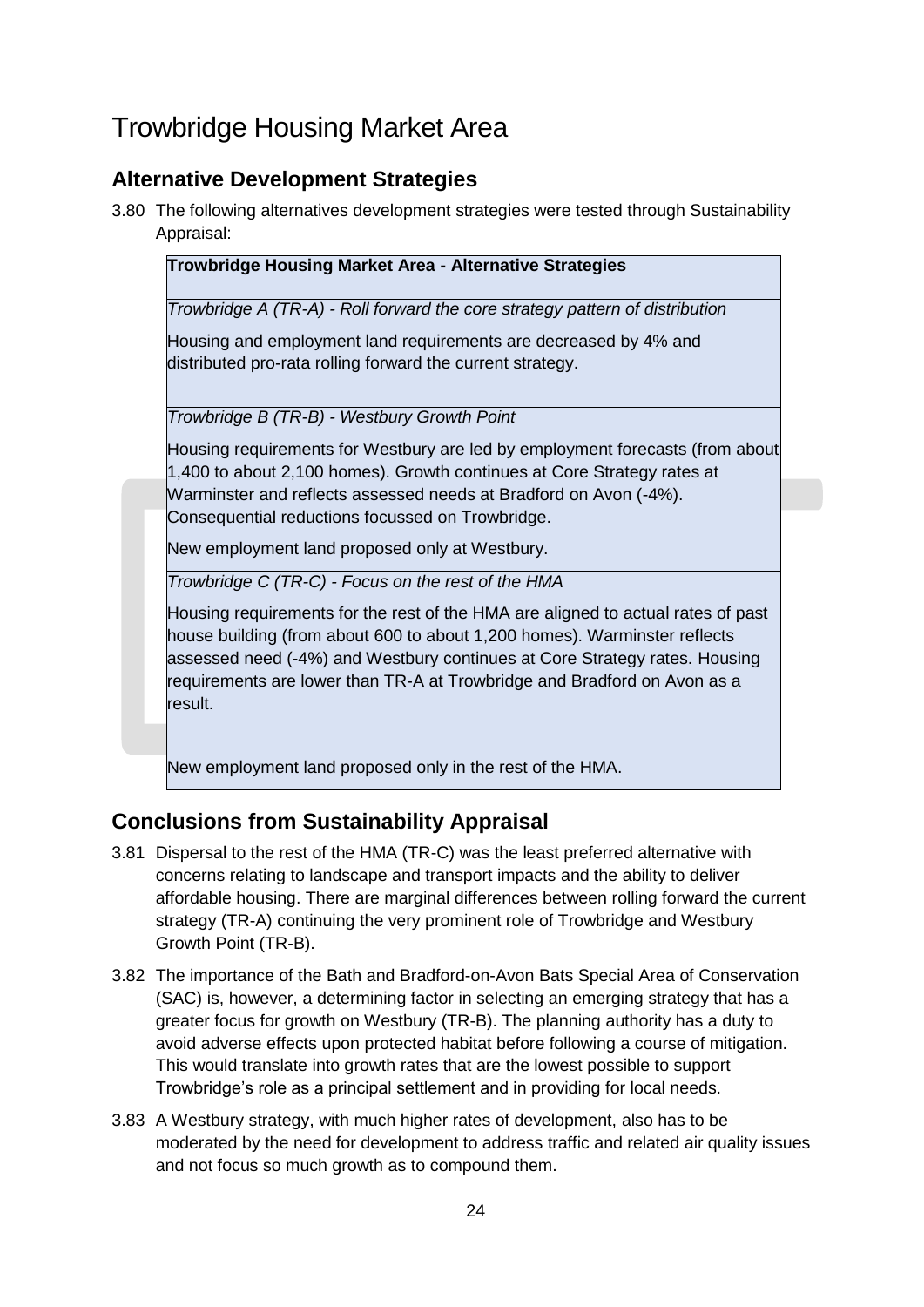# Trowbridge Housing Market Area

## Alternative Development Strategies

3.80 The following alternatives development strategies were tested through Sustainability Appraisal:

| **Trowbridge Housing Market Area - Alternative Strategies** |
| --- |
| *Trowbridge A (TR-A) - Roll forward the core strategy pattern of distribution*<br><br>Housing and employment land requirements are decreased by 4% and distributed pro-rata rolling forward the current strategy. |
| *Trowbridge B (TR-B) - Westbury Growth Point*<br><br>Housing requirements for Westbury are led by employment forecasts (from about 1,400 to about 2,100 homes). Growth continues at Core Strategy rates at Warminster and reflects assessed needs at Bradford on Avon (-4%). Consequential reductions focussed on Trowbridge.<br><br>New employment land proposed only at Westbury. |
| *Trowbridge C (TR-C) - Focus on the rest of the HMA*<br><br>Housing requirements for the rest of the HMA are aligned to actual rates of past house building (from about 600 to about 1,200 homes). Warminster reflects assessed need (-4%) and Westbury continues at Core Strategy rates. Housing requirements are lower than TR-A at Trowbridge and Bradford on Avon as a result.<br><br>New employment land proposed only in the rest of the HMA. |

## Conclusions from Sustainability Appraisal

3.81 Dispersal to the rest of the HMA (TR-C) was the least preferred alternative with concerns relating to landscape and transport impacts and the ability to deliver affordable housing. There are marginal differences between rolling forward the current strategy (TR-A) continuing the very prominent role of Trowbridge and Westbury Growth Point (TR-B).

3.82 The importance of the Bath and Bradford-on-Avon Bats Special Area of Conservation (SAC) is, however, a determining factor in selecting an emerging strategy that has a greater focus for growth on Westbury (TR-B). The planning authority has a duty to avoid adverse effects upon protected habitat before following a course of mitigation. This would translate into growth rates that are the lowest possible to support Trowbridge's role as a principal settlement and in providing for local needs.

3.83 A Westbury strategy, with much higher rates of development, also has to be moderated by the need for development to address traffic and related air quality issues and not focus so much growth as to compound them.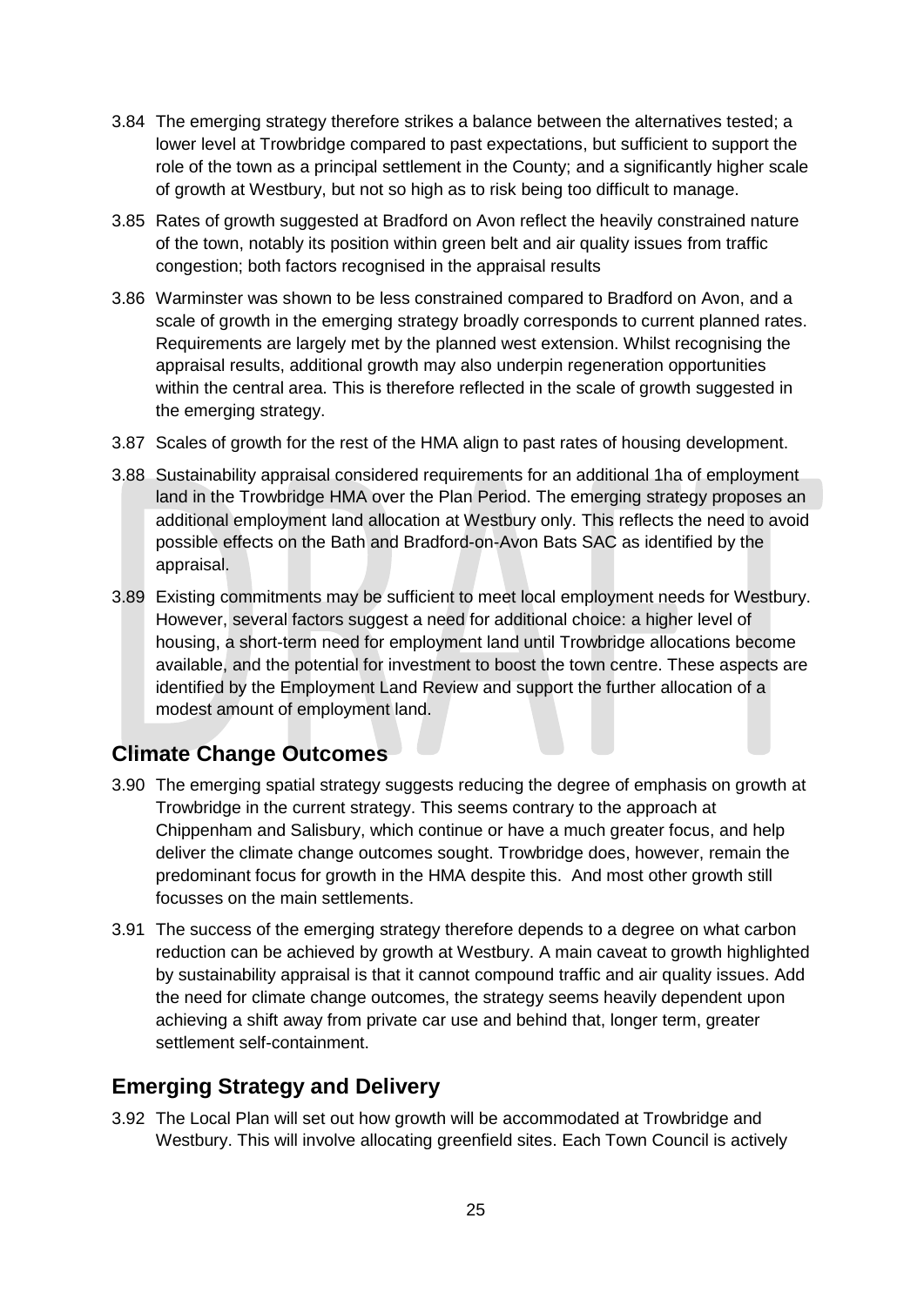3.84 The emerging strategy therefore strikes a balance between the alternatives tested; a lower level at Trowbridge compared to past expectations, but sufficient to support the role of the town as a principal settlement in the County; and a significantly higher scale of growth at Westbury, but not so high as to risk being too difficult to manage.

3.85 Rates of growth suggested at Bradford on Avon reflect the heavily constrained nature of the town, notably its position within green belt and air quality issues from traffic congestion; both factors recognised in the appraisal results

3.86 Warminster was shown to be less constrained compared to Bradford on Avon, and a scale of growth in the emerging strategy broadly corresponds to current planned rates. Requirements are largely met by the planned west extension. Whilst recognising the appraisal results, additional growth may also underpin regeneration opportunities within the central area. This is therefore reflected in the scale of growth suggested in the emerging strategy.

3.87 Scales of growth for the rest of the HMA align to past rates of housing development.

3.88 Sustainability appraisal considered requirements for an additional 1ha of employment land in the Trowbridge HMA over the Plan Period. The emerging strategy proposes an additional employment land allocation at Westbury only. This reflects the need to avoid possible effects on the Bath and Bradford-on-Avon Bats SAC as identified by the appraisal.

3.89 Existing commitments may be sufficient to meet local employment needs for Westbury. However, several factors suggest a need for additional choice: a higher level of housing, a short-term need for employment land until Trowbridge allocations become available, and the potential for investment to boost the town centre. These aspects are identified by the Employment Land Review and support the further allocation of a modest amount of employment land.

## Climate Change Outcomes

3.90 The emerging spatial strategy suggests reducing the degree of emphasis on growth at Trowbridge in the current strategy. This seems contrary to the approach at Chippenham and Salisbury, which continue or have a much greater focus, and help deliver the climate change outcomes sought. Trowbridge does, however, remain the predominant focus for growth in the HMA despite this. And most other growth still focusses on the main settlements.

3.91 The success of the emerging strategy therefore depends to a degree on what carbon reduction can be achieved by growth at Westbury. A main caveat to growth highlighted by sustainability appraisal is that it cannot compound traffic and air quality issues. Add the need for climate change outcomes, the strategy seems heavily dependent upon achieving a shift away from private car use and behind that, longer term, greater settlement self-containment.

## Emerging Strategy and Delivery

3.92 The Local Plan will set out how growth will be accommodated at Trowbridge and Westbury. This will involve allocating greenfield sites. Each Town Council is actively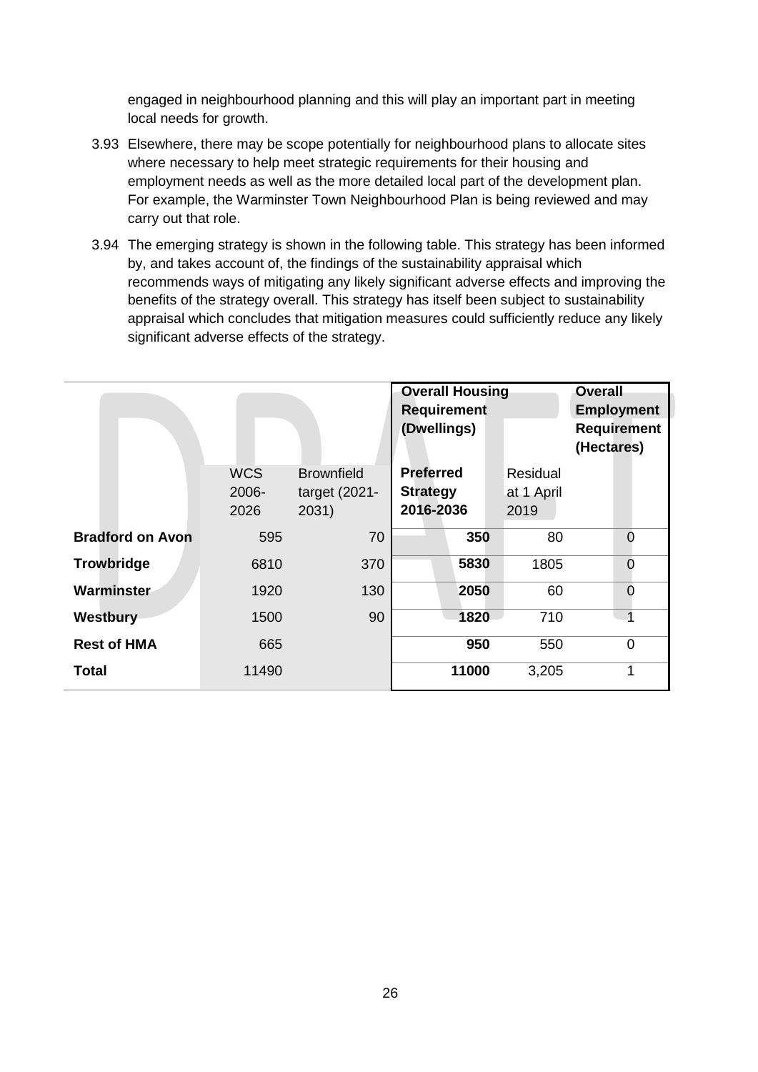engaged in neighbourhood planning and this will play an important part in meeting local needs for growth.

3.93 Elsewhere, there may be scope potentially for neighbourhood plans to allocate sites where necessary to help meet strategic requirements for their housing and employment needs as well as the more detailed local part of the development plan. For example, the Warminster Town Neighbourhood Plan is being reviewed and may carry out that role.

3.94 The emerging strategy is shown in the following table. This strategy has been informed by, and takes account of, the findings of the sustainability appraisal which recommends ways of mitigating any likely significant adverse effects and improving the benefits of the strategy overall. This strategy has itself been subject to sustainability appraisal which concludes that mitigation measures could sufficiently reduce any likely significant adverse effects of the strategy.

| | | | **Overall Housing Requirement (Dwellings)** | | **Overall Employment Requirement (Hectares)** |
|---|---|---|---|---|---|
| | WCS 2006-2026 | Brownfield target (2021-2031) | **Preferred Strategy 2016-2036** | Residual at 1 April 2019 | |
| **Bradford on Avon** | 595 | 70 | **350** | 80 | 0 |
| **Trowbridge** | 6810 | 370 | **5830** | 1805 | 0 |
| **Warminster** | 1920 | 130 | **2050** | 60 | 0 |
| **Westbury** | 1500 | 90 | **1820** | 710 | 1 |
| **Rest of HMA** | 665 | | **950** | 550 | 0 |
| **Total** | 11490 | | **11000** | 3,205 | 1 |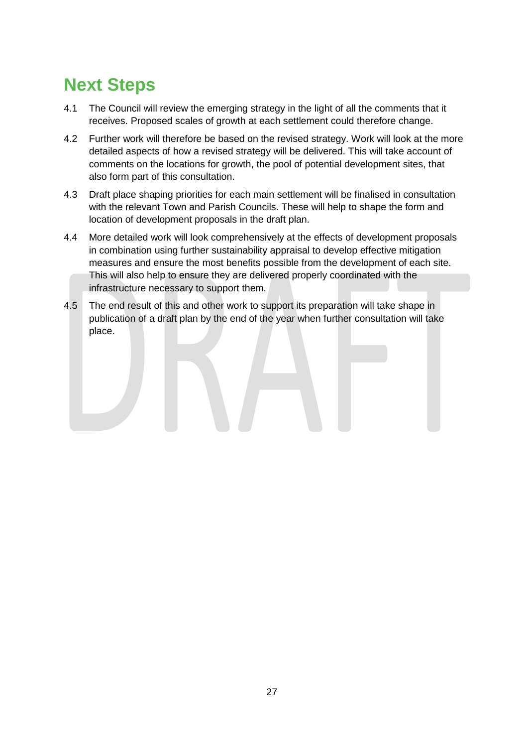# Next Steps

4.1 The Council will review the emerging strategy in the light of all the comments that it receives. Proposed scales of growth at each settlement could therefore change.

4.2 Further work will therefore be based on the revised strategy. Work will look at the more detailed aspects of how a revised strategy will be delivered. This will take account of comments on the locations for growth, the pool of potential development sites, that also form part of this consultation.

4.3 Draft place shaping priorities for each main settlement will be finalised in consultation with the relevant Town and Parish Councils. These will help to shape the form and location of development proposals in the draft plan.

4.4 More detailed work will look comprehensively at the effects of development proposals in combination using further sustainability appraisal to develop effective mitigation measures and ensure the most benefits possible from the development of each site. This will also help to ensure they are delivered properly coordinated with the infrastructure necessary to support them.

4.5 The end result of this and other work to support its preparation will take shape in publication of a draft plan by the end of the year when further consultation will take place.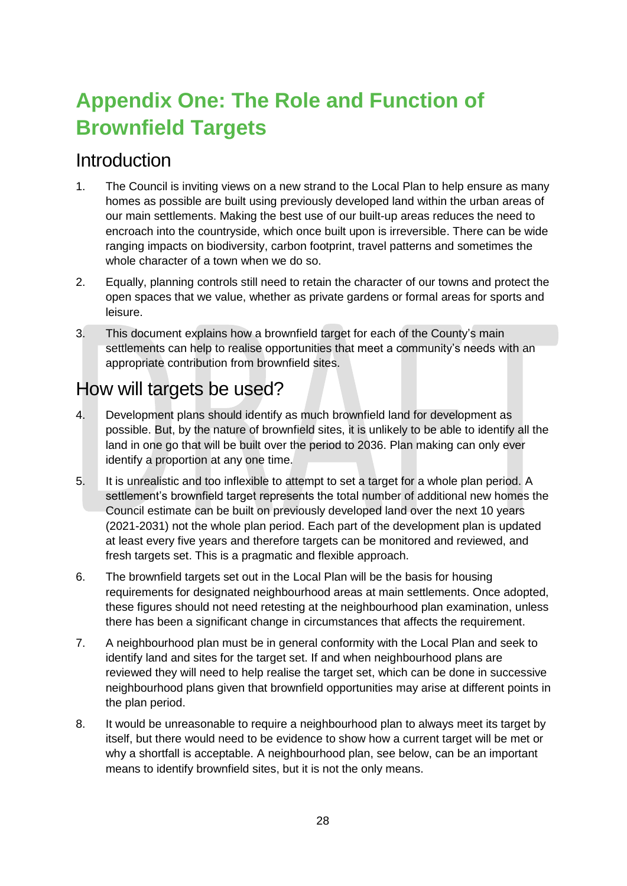# Appendix One: The Role and Function of Brownfield Targets

## Introduction

1. The Council is inviting views on a new strand to the Local Plan to help ensure as many homes as possible are built using previously developed land within the urban areas of our main settlements. Making the best use of our built-up areas reduces the need to encroach into the countryside, which once built upon is irreversible. There can be wide ranging impacts on biodiversity, carbon footprint, travel patterns and sometimes the whole character of a town when we do so.

2. Equally, planning controls still need to retain the character of our towns and protect the open spaces that we value, whether as private gardens or formal areas for sports and leisure.

3. This document explains how a brownfield target for each of the County's main settlements can help to realise opportunities that meet a community's needs with an appropriate contribution from brownfield sites.

## How will targets be used?

4. Development plans should identify as much brownfield land for development as possible. But, by the nature of brownfield sites, it is unlikely to be able to identify all the land in one go that will be built over the period to 2036. Plan making can only ever identify a proportion at any one time.

5. It is unrealistic and too inflexible to attempt to set a target for a whole plan period. A settlement's brownfield target represents the total number of additional new homes the Council estimate can be built on previously developed land over the next 10 years (2021-2031) not the whole plan period. Each part of the development plan is updated at least every five years and therefore targets can be monitored and reviewed, and fresh targets set. This is a pragmatic and flexible approach.

6. The brownfield targets set out in the Local Plan will be the basis for housing requirements for designated neighbourhood areas at main settlements. Once adopted, these figures should not need retesting at the neighbourhood plan examination, unless there has been a significant change in circumstances that affects the requirement.

7. A neighbourhood plan must be in general conformity with the Local Plan and seek to identify land and sites for the target set. If and when neighbourhood plans are reviewed they will need to help realise the target set, which can be done in successive neighbourhood plans given that brownfield opportunities may arise at different points in the plan period.

8. It would be unreasonable to require a neighbourhood plan to always meet its target by itself, but there would need to be evidence to show how a current target will be met or why a shortfall is acceptable. A neighbourhood plan, see below, can be an important means to identify brownfield sites, but it is not the only means.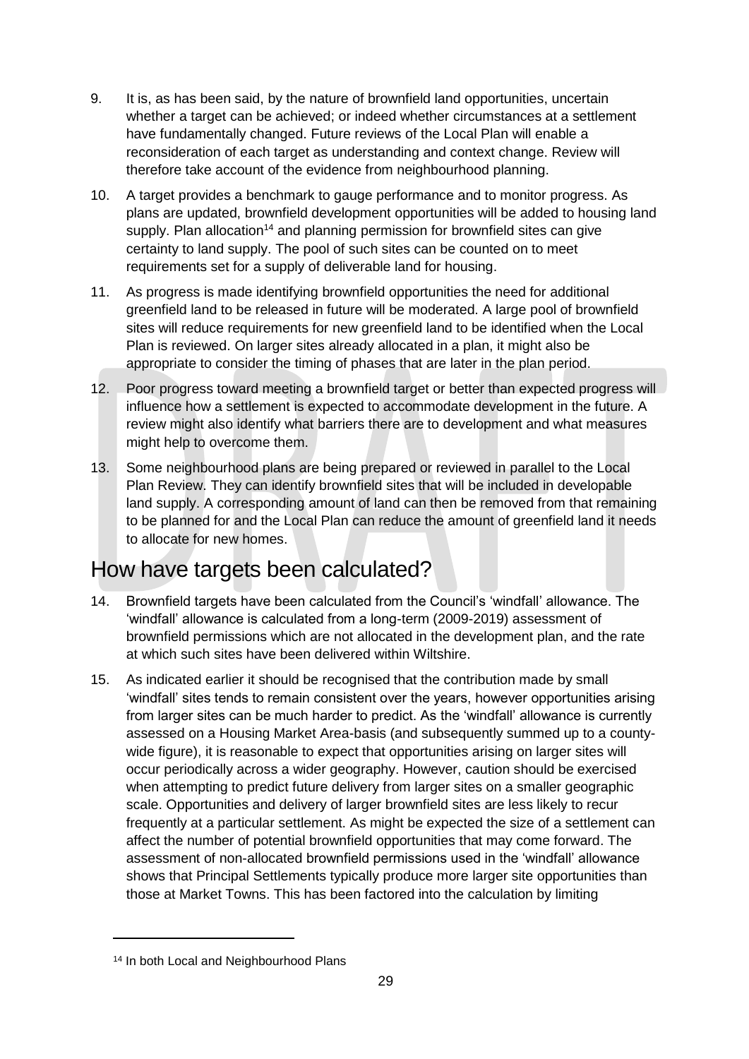9. It is, as has been said, by the nature of brownfield land opportunities, uncertain whether a target can be achieved; or indeed whether circumstances at a settlement have fundamentally changed. Future reviews of the Local Plan will enable a reconsideration of each target as understanding and context change. Review will therefore take account of the evidence from neighbourhood planning.

10. A target provides a benchmark to gauge performance and to monitor progress. As plans are updated, brownfield development opportunities will be added to housing land supply. Plan allocation[14] and planning permission for brownfield sites can give certainty to land supply. The pool of such sites can be counted on to meet requirements set for a supply of deliverable land for housing.

11. As progress is made identifying brownfield opportunities the need for additional greenfield land to be released in future will be moderated. A large pool of brownfield sites will reduce requirements for new greenfield land to be identified when the Local Plan is reviewed. On larger sites already allocated in a plan, it might also be appropriate to consider the timing of phases that are later in the plan period.

12. Poor progress toward meeting a brownfield target or better than expected progress will influence how a settlement is expected to accommodate development in the future. A review might also identify what barriers there are to development and what measures might help to overcome them.

13. Some neighbourhood plans are being prepared or reviewed in parallel to the Local Plan Review. They can identify brownfield sites that will be included in developable land supply. A corresponding amount of land can then be removed from that remaining to be planned for and the Local Plan can reduce the amount of greenfield land it needs to allocate for new homes.

## How have targets been calculated?

14. Brownfield targets have been calculated from the Council's 'windfall' allowance. The 'windfall' allowance is calculated from a long-term (2009-2019) assessment of brownfield permissions which are not allocated in the development plan, and the rate at which such sites have been delivered within Wiltshire.

15. As indicated earlier it should be recognised that the contribution made by small 'windfall' sites tends to remain consistent over the years, however opportunities arising from larger sites can be much harder to predict. As the 'windfall' allowance is currently assessed on a Housing Market Area-basis (and subsequently summed up to a county-wide figure), it is reasonable to expect that opportunities arising on larger sites will occur periodically across a wider geography. However, caution should be exercised when attempting to predict future delivery from larger sites on a smaller geographic scale. Opportunities and delivery of larger brownfield sites are less likely to recur frequently at a particular settlement. As might be expected the size of a settlement can affect the number of potential brownfield opportunities that may come forward. The assessment of non-allocated brownfield permissions used in the 'windfall' allowance shows that Principal Settlements typically produce more larger site opportunities than those at Market Towns. This has been factored into the calculation by limiting

---

[14] In both Local and Neighbourhood Plans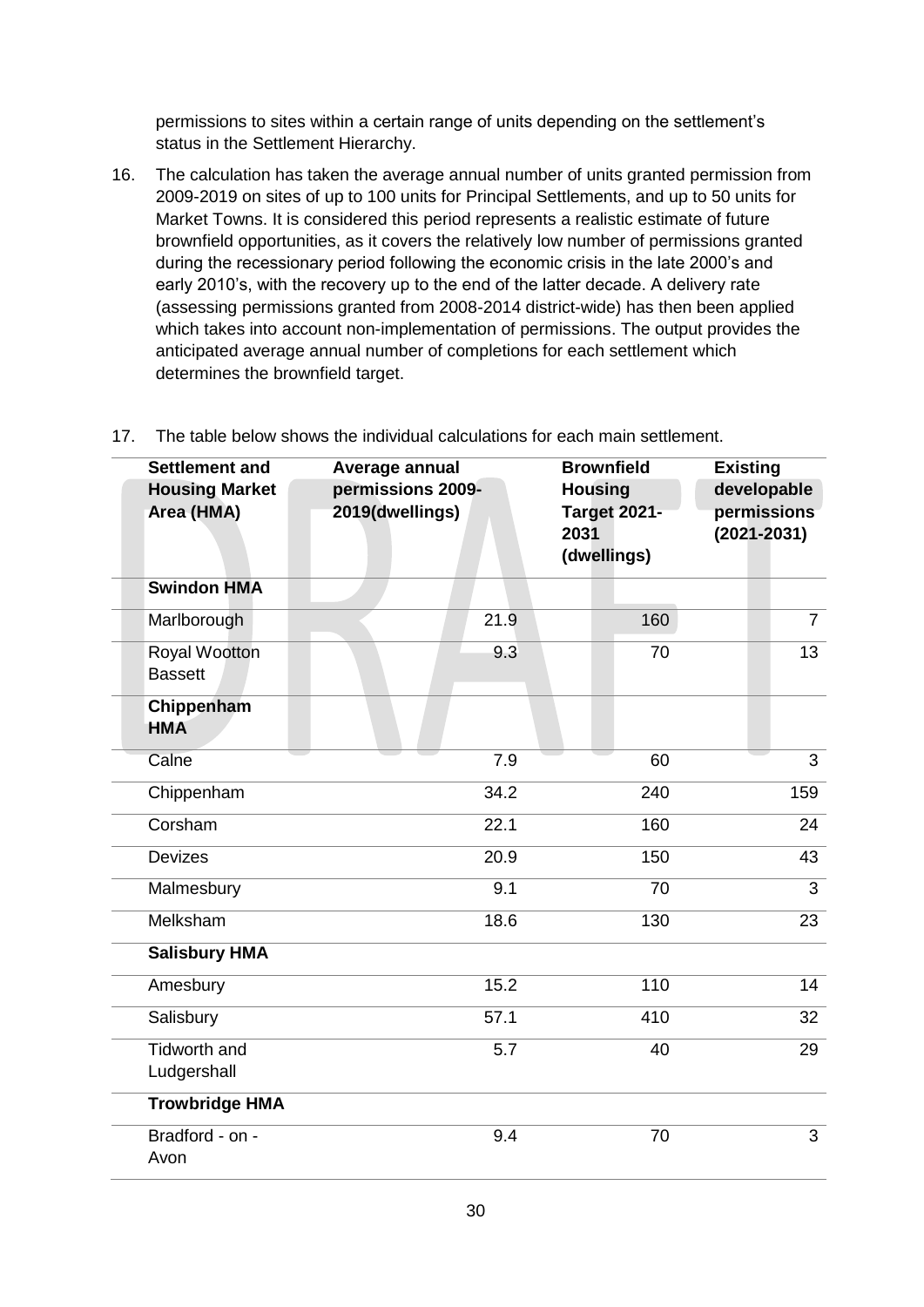permissions to sites within a certain range of units depending on the settlement's status in the Settlement Hierarchy.

16. The calculation has taken the average annual number of units granted permission from 2009-2019 on sites of up to 100 units for Principal Settlements, and up to 50 units for Market Towns. It is considered this period represents a realistic estimate of future brownfield opportunities, as it covers the relatively low number of permissions granted during the recessionary period following the economic crisis in the late 2000's and early 2010's, with the recovery up to the end of the latter decade. A delivery rate (assessing permissions granted from 2008-2014 district-wide) has then been applied which takes into account non-implementation of permissions. The output provides the anticipated average annual number of completions for each settlement which determines the brownfield target.

17. The table below shows the individual calculations for each main settlement.

| Settlement and Housing Market Area (HMA) | Average annual permissions 2009-2019(dwellings) | Brownfield Housing Target 2021-2031 (dwellings) | Existing developable permissions (2021-2031) |
|---|---|---|---|
| **Swindon HMA** | | | |
| Marlborough | 21.9 | 160 | 7 |
| Royal Wootton Bassett | 9.3 | 70 | 13 |
| **Chippenham HMA** | | | |
| Calne | 7.9 | 60 | 3 |
| Chippenham | 34.2 | 240 | 159 |
| Corsham | 22.1 | 160 | 24 |
| Devizes | 20.9 | 150 | 43 |
| Malmesbury | 9.1 | 70 | 3 |
| Melksham | 18.6 | 130 | 23 |
| **Salisbury HMA** | | | |
| Amesbury | 15.2 | 110 | 14 |
| Salisbury | 57.1 | 410 | 32 |
| Tidworth and Ludgershall | 5.7 | 40 | 29 |
| **Trowbridge HMA** | | | |
| Bradford - on - Avon | 9.4 | 70 | 3 |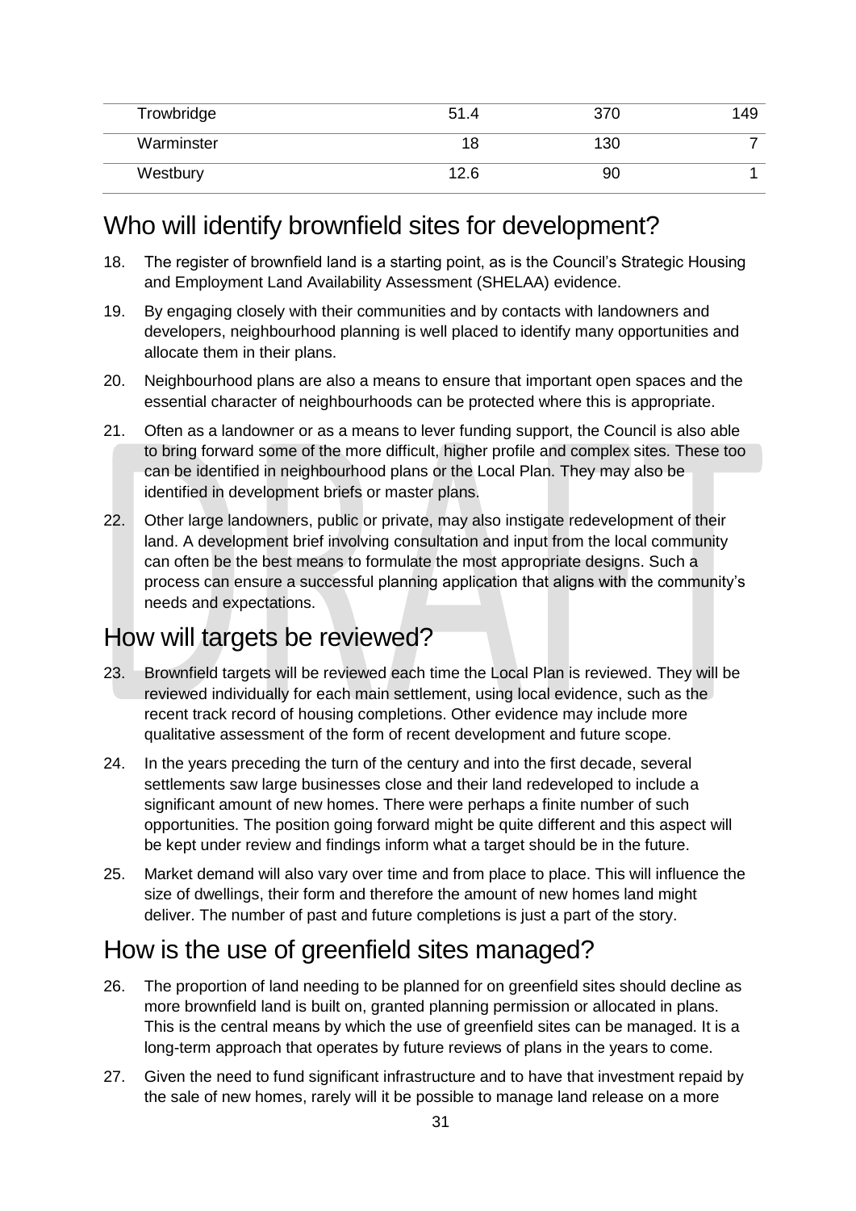| | | | |
|---|---|---|---|
| Trowbridge | 51.4 | 370 | 149 |
| Warminster | 18 | 130 | 7 |
| Westbury | 12.6 | 90 | 1 |

## Who will identify brownfield sites for development?

18. The register of brownfield land is a starting point, as is the Council's Strategic Housing and Employment Land Availability Assessment (SHELAA) evidence.

19. By engaging closely with their communities and by contacts with landowners and developers, neighbourhood planning is well placed to identify many opportunities and allocate them in their plans.

20. Neighbourhood plans are also a means to ensure that important open spaces and the essential character of neighbourhoods can be protected where this is appropriate.

21. Often as a landowner or as a means to lever funding support, the Council is also able to bring forward some of the more difficult, higher profile and complex sites. These too can be identified in neighbourhood plans or the Local Plan. They may also be identified in development briefs or master plans.

22. Other large landowners, public or private, may also instigate redevelopment of their land. A development brief involving consultation and input from the local community can often be the best means to formulate the most appropriate designs. Such a process can ensure a successful planning application that aligns with the community's needs and expectations.

## How will targets be reviewed?

23. Brownfield targets will be reviewed each time the Local Plan is reviewed. They will be reviewed individually for each main settlement, using local evidence, such as the recent track record of housing completions. Other evidence may include more qualitative assessment of the form of recent development and future scope.

24. In the years preceding the turn of the century and into the first decade, several settlements saw large businesses close and their land redeveloped to include a significant amount of new homes. There were perhaps a finite number of such opportunities. The position going forward might be quite different and this aspect will be kept under review and findings inform what a target should be in the future.

25. Market demand will also vary over time and from place to place. This will influence the size of dwellings, their form and therefore the amount of new homes land might deliver. The number of past and future completions is just a part of the story.

## How is the use of greenfield sites managed?

26. The proportion of land needing to be planned for on greenfield sites should decline as more brownfield land is built on, granted planning permission or allocated in plans. This is the central means by which the use of greenfield sites can be managed. It is a long-term approach that operates by future reviews of plans in the years to come.

27. Given the need to fund significant infrastructure and to have that investment repaid by the sale of new homes, rarely will it be possible to manage land release on a more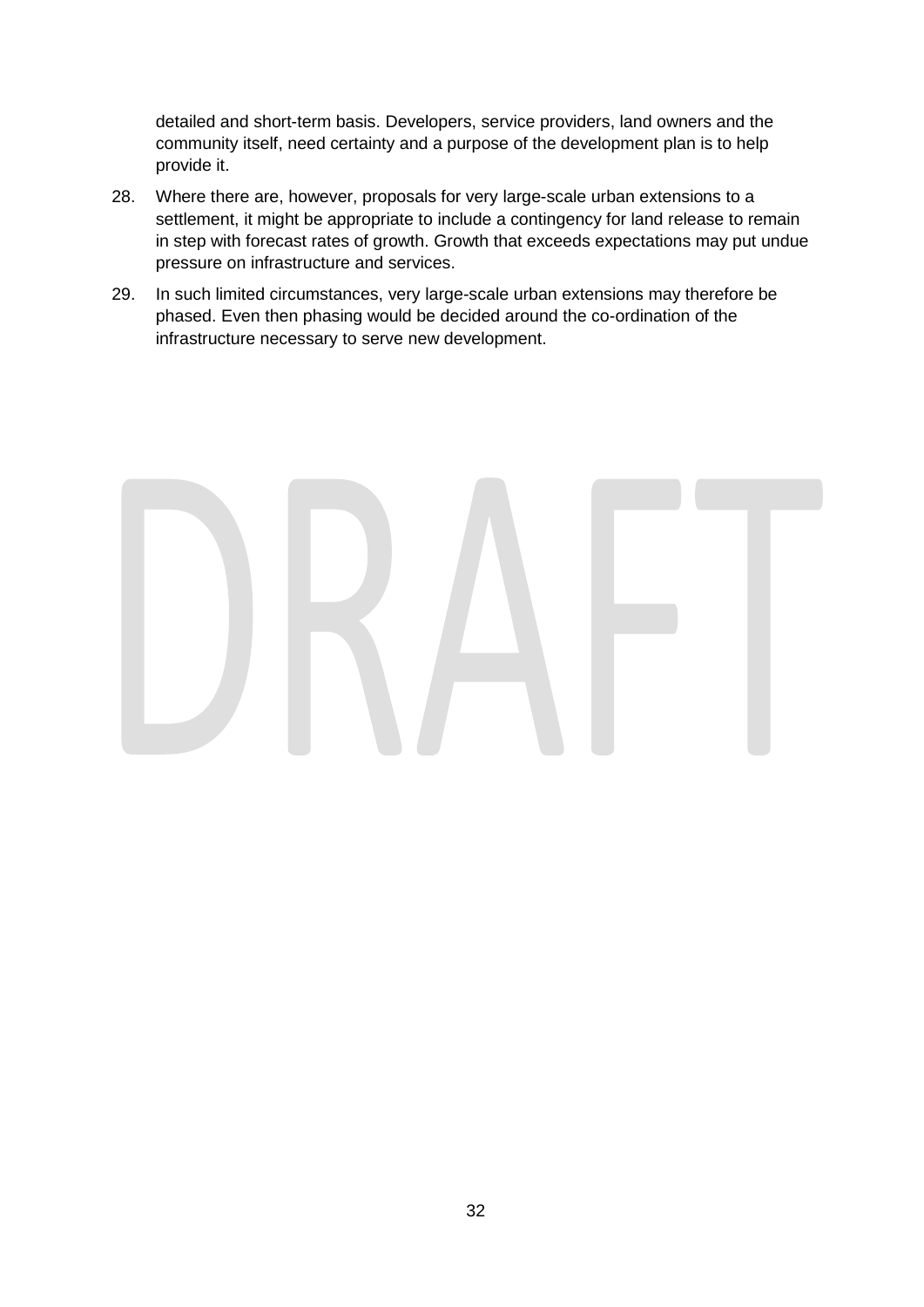detailed and short-term basis. Developers, service providers, land owners and the community itself, need certainty and a purpose of the development plan is to help provide it.

28. Where there are, however, proposals for very large-scale urban extensions to a settlement, it might be appropriate to include a contingency for land release to remain in step with forecast rates of growth. Growth that exceeds expectations may put undue pressure on infrastructure and services.

29. In such limited circumstances, very large-scale urban extensions may therefore be phased. Even then phasing would be decided around the co-ordination of the infrastructure necessary to serve new development.